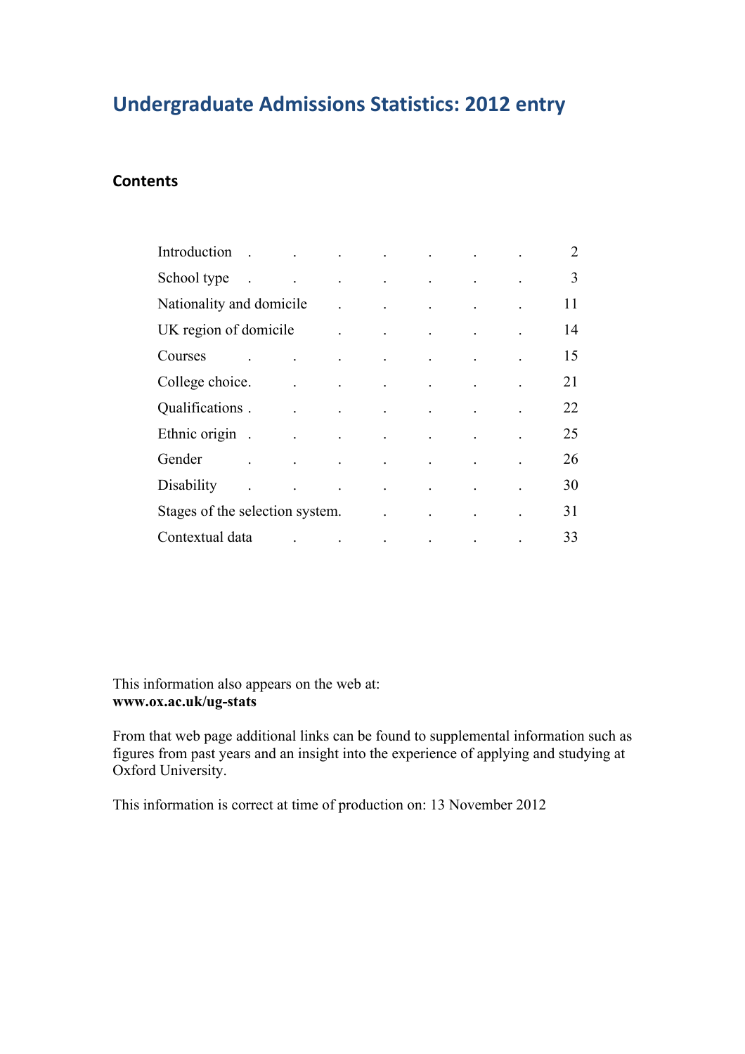# Undergraduate Admissions Statistics: 2012 entry

## Contents

| | |
|---|---|
| Introduction | 2 |
| School type | 3 |
| Nationality and domicile | 11 |
| UK region of domicile | 14 |
| Courses | 15 |
| College choice | 21 |
| Qualifications | 22 |
| Ethnic origin | 25 |
| Gender | 26 |
| Disability | 30 |
| Stages of the selection system | 31 |
| Contextual data | 33 |

This information also appears on the web at:
**www.ox.ac.uk/ug-stats**

From that web page additional links can be found to supplemental information such as figures from past years and an insight into the experience of applying and studying at Oxford University.

This information is correct at time of production on: 13 November 2012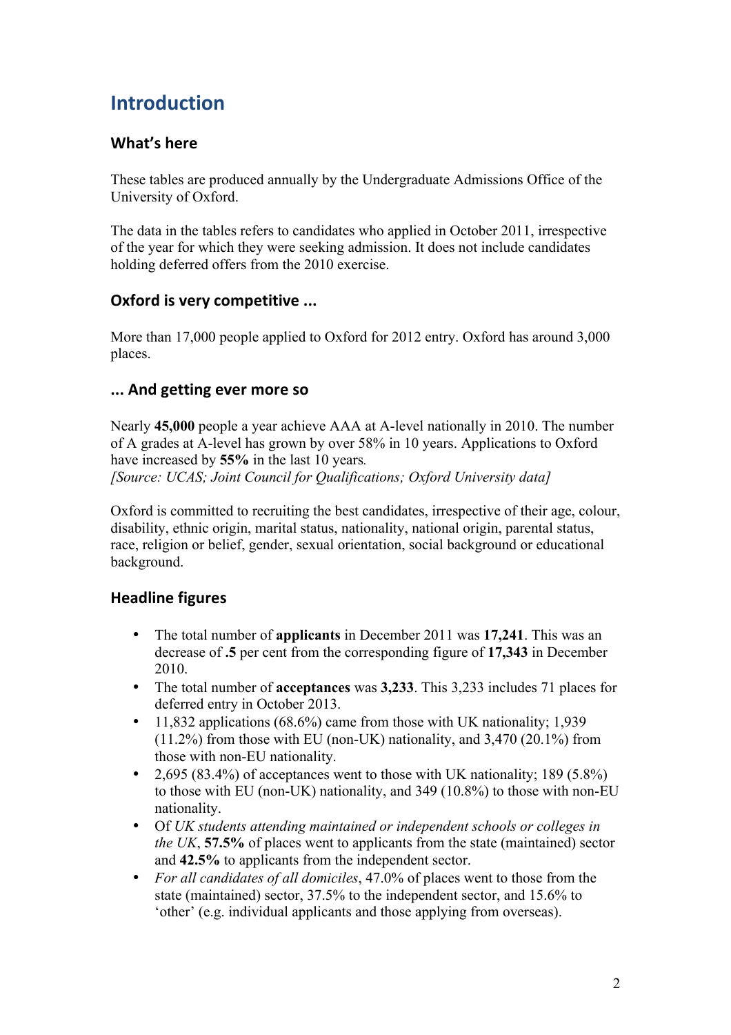# Introduction

## What's here

These tables are produced annually by the Undergraduate Admissions Office of the University of Oxford.

The data in the tables refers to candidates who applied in October 2011, irrespective of the year for which they were seeking admission. It does not include candidates holding deferred offers from the 2010 exercise.

## Oxford is very competitive ...

More than 17,000 people applied to Oxford for 2012 entry. Oxford has around 3,000 places.

## ... And getting ever more so

Nearly **45,000** people a year achieve AAA at A-level nationally in 2010. The number of A grades at A-level has grown by over 58% in 10 years. Applications to Oxford have increased by **55%** in the last 10 years.
*[Source: UCAS; Joint Council for Qualifications; Oxford University data]*

Oxford is committed to recruiting the best candidates, irrespective of their age, colour, disability, ethnic origin, marital status, nationality, national origin, parental status, race, religion or belief, gender, sexual orientation, social background or educational background.

## Headline figures

- The total number of **applicants** in December 2011 was **17,241**. This was an decrease of **.5** per cent from the corresponding figure of **17,343** in December 2010.
- The total number of **acceptances** was **3,233**. This 3,233 includes 71 places for deferred entry in October 2013.
- 11,832 applications (68.6%) came from those with UK nationality; 1,939 (11.2%) from those with EU (non-UK) nationality, and 3,470 (20.1%) from those with non-EU nationality.
- 2,695 (83.4%) of acceptances went to those with UK nationality; 189 (5.8%) to those with EU (non-UK) nationality, and 349 (10.8%) to those with non-EU nationality.
- Of *UK students attending maintained or independent schools or colleges in the UK*, **57.5%** of places went to applicants from the state (maintained) sector and **42.5%** to applicants from the independent sector.
- *For all candidates of all domiciles*, 47.0% of places went to those from the state (maintained) sector, 37.5% to the independent sector, and 15.6% to 'other' (e.g. individual applicants and those applying from overseas).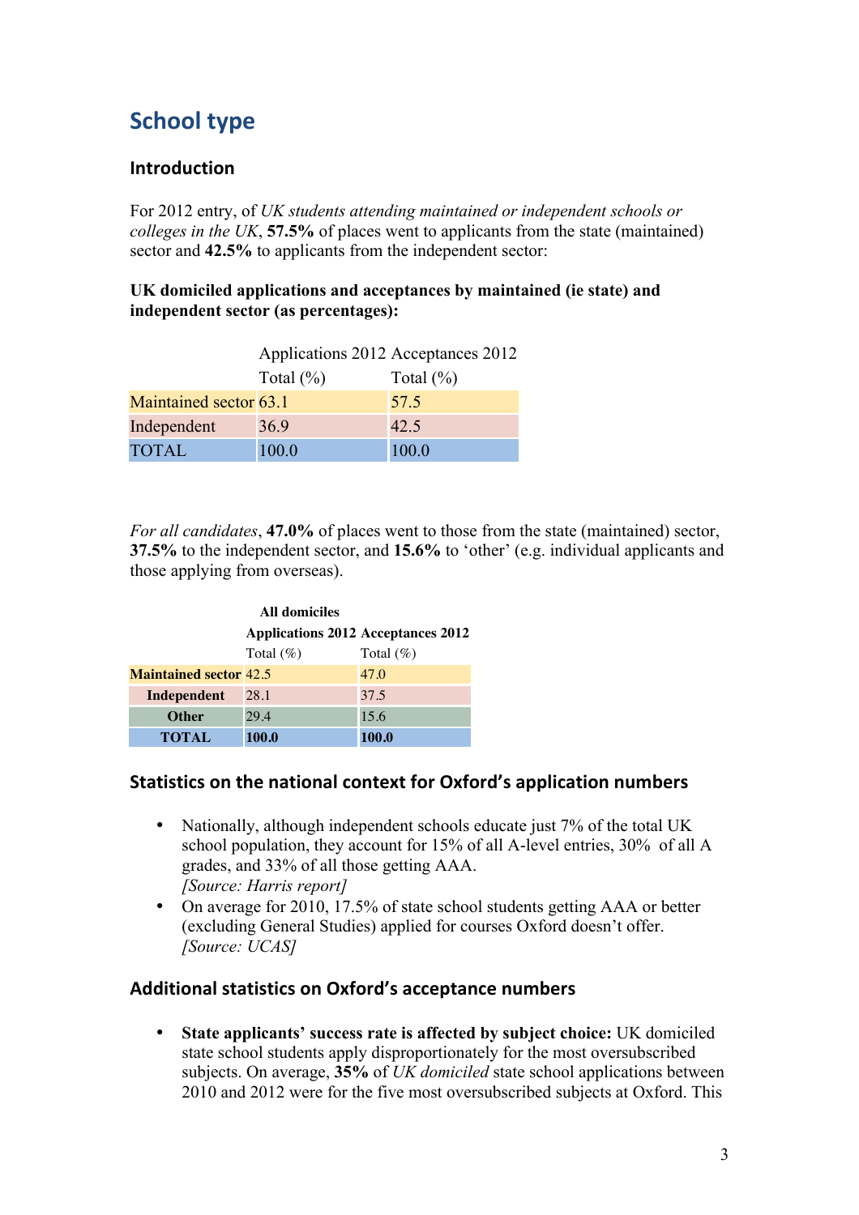## School type

### Introduction

For 2012 entry, of *UK students attending maintained or independent schools or colleges in the UK*, **57.5%** of places went to applicants from the state (maintained) sector and **42.5%** to applicants from the independent sector:

**UK domiciled applications and acceptances by maintained (ie state) and independent sector (as percentages):**

| | Applications 2012 | Acceptances 2012 |
|---|---|---|
| | Total (%) | Total (%) |
| Maintained sector | 63.1 | 57.5 |
| Independent | 36.9 | 42.5 |
| TOTAL | 100.0 | 100.0 |

*For all candidates*, **47.0%** of places went to those from the state (maintained) sector, **37.5%** to the independent sector, and **15.6%** to 'other' (e.g. individual applicants and those applying from overseas).

| | **All domiciles** | |
|---|---|---|
| | **Applications 2012** | **Acceptances 2012** |
| | Total (%) | Total (%) |
| **Maintained sector** | 42.5 | 47.0 |
| **Independent** | 28.1 | 37.5 |
| **Other** | 29.4 | 15.6 |
| **TOTAL** | **100.0** | **100.0** |

### Statistics on the national context for Oxford's application numbers

- Nationally, although independent schools educate just 7% of the total UK school population, they account for 15% of all A-level entries, 30% of all A grades, and 33% of all those getting AAA.
  *[Source: Harris report]*
- On average for 2010, 17.5% of state school students getting AAA or better (excluding General Studies) applied for courses Oxford doesn't offer.
  *[Source: UCAS]*

### Additional statistics on Oxford's acceptance numbers

- **State applicants' success rate is affected by subject choice:** UK domiciled state school students apply disproportionately for the most oversubscribed subjects. On average, **35%** of *UK domiciled* state school applications between 2010 and 2012 were for the five most oversubscribed subjects at Oxford. This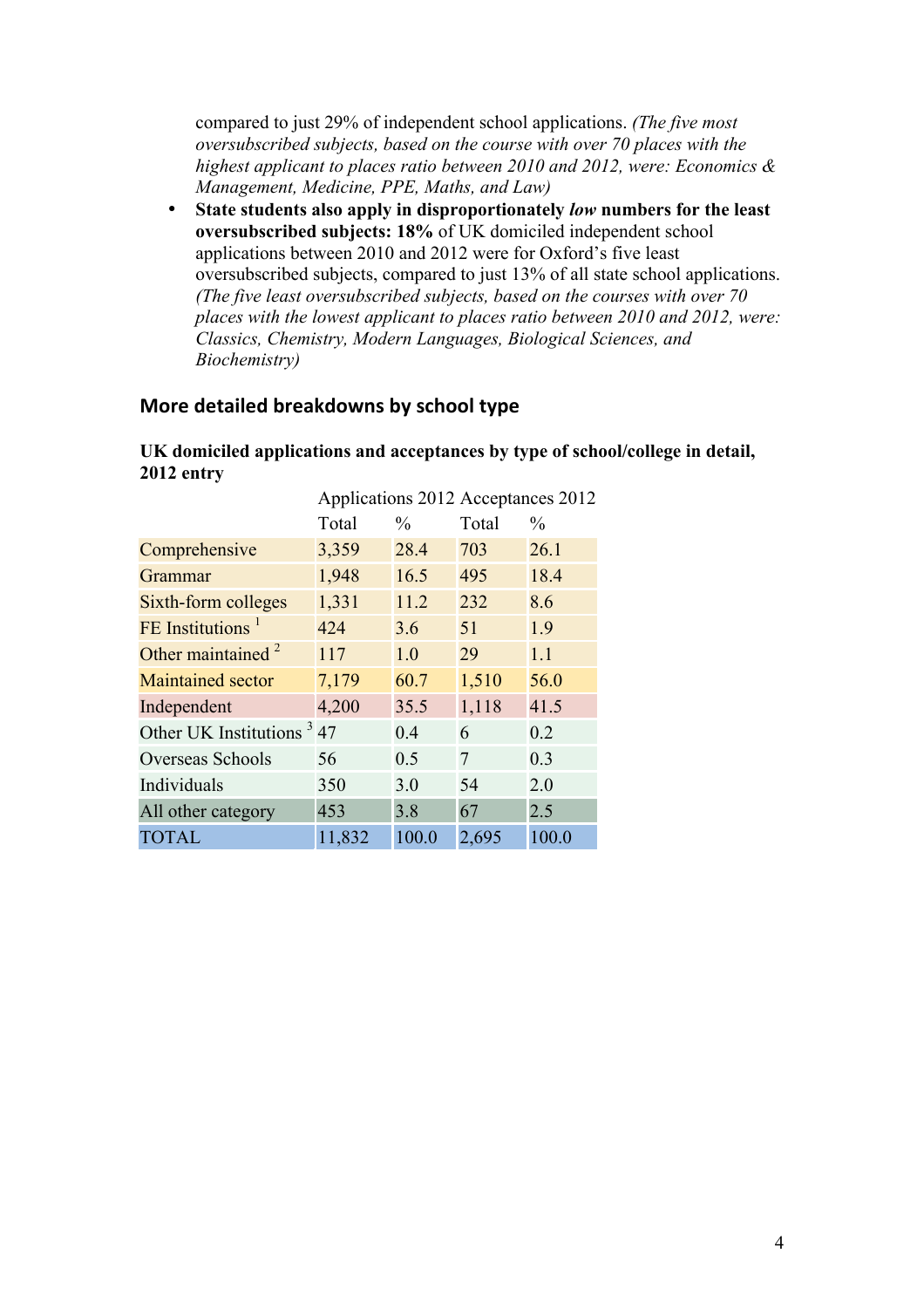compared to just 29% of independent school applications. *(The five most oversubscribed subjects, based on the course with over 70 places with the highest applicant to places ratio between 2010 and 2012, were: Economics & Management, Medicine, PPE, Maths, and Law)*

- **State students also apply in disproportionately *low* numbers for the least oversubscribed subjects: 18%** of UK domiciled independent school applications between 2010 and 2012 were for Oxford's five least oversubscribed subjects, compared to just 13% of all state school applications. *(The five least oversubscribed subjects, based on the courses with over 70 places with the lowest applicant to places ratio between 2010 and 2012, were: Classics, Chemistry, Modern Languages, Biological Sciences, and Biochemistry)*

## More detailed breakdowns by school type

**UK domiciled applications and acceptances by type of school/college in detail, 2012 entry**

| | Applications 2012 | | Acceptances 2012 | |
|---|---|---|---|---|
| | Total | % | Total | % |
| Comprehensive | 3,359 | 28.4 | 703 | 26.1 |
| Grammar | 1,948 | 16.5 | 495 | 18.4 |
| Sixth-form colleges | 1,331 | 11.2 | 232 | 8.6 |
| FE Institutions [1] | 424 | 3.6 | 51 | 1.9 |
| Other maintained [2] | 117 | 1.0 | 29 | 1.1 |
| Maintained sector | 7,179 | 60.7 | 1,510 | 56.0 |
| Independent | 4,200 | 35.5 | 1,118 | 41.5 |
| Other UK Institutions [3] | 47 | 0.4 | 6 | 0.2 |
| Overseas Schools | 56 | 0.5 | 7 | 0.3 |
| Individuals | 350 | 3.0 | 54 | 2.0 |
| All other category | 453 | 3.8 | 67 | 2.5 |
| TOTAL | 11,832 | 100.0 | 2,695 | 100.0 |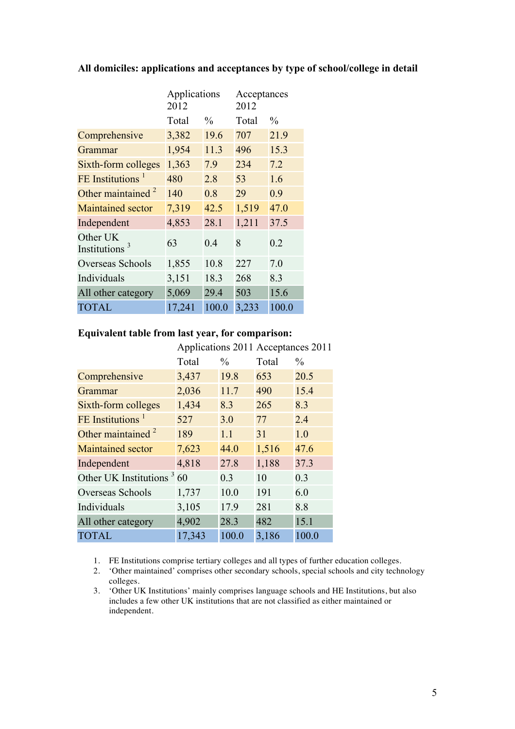**All domiciles: applications and acceptances by type of school/college in detail**

| | Applications 2012 | | Acceptances 2012 | |
|---|---|---|---|---|
| | Total | % | Total | % |
| Comprehensive | 3,382 | 19.6 | 707 | 21.9 |
| Grammar | 1,954 | 11.3 | 496 | 15.3 |
| Sixth-form colleges | 1,363 | 7.9 | 234 | 7.2 |
| FE Institutions [1] | 480 | 2.8 | 53 | 1.6 |
| Other maintained [2] | 140 | 0.8 | 29 | 0.9 |
| Maintained sector | 7,319 | 42.5 | 1,519 | 47.0 |
| Independent | 4,853 | 28.1 | 1,211 | 37.5 |
| Other UK Institutions [3] | 63 | 0.4 | 8 | 0.2 |
| Overseas Schools | 1,855 | 10.8 | 227 | 7.0 |
| Individuals | 3,151 | 18.3 | 268 | 8.3 |
| All other category | 5,069 | 29.4 | 503 | 15.6 |
| TOTAL | 17,241 | 100.0 | 3,233 | 100.0 |

**Equivalent table from last year, for comparison:**

| | Applications 2011 | | Acceptances 2011 | |
|---|---|---|---|---|
| | Total | % | Total | % |
| Comprehensive | 3,437 | 19.8 | 653 | 20.5 |
| Grammar | 2,036 | 11.7 | 490 | 15.4 |
| Sixth-form colleges | 1,434 | 8.3 | 265 | 8.3 |
| FE Institutions [1] | 527 | 3.0 | 77 | 2.4 |
| Other maintained [2] | 189 | 1.1 | 31 | 1.0 |
| Maintained sector | 7,623 | 44.0 | 1,516 | 47.6 |
| Independent | 4,818 | 27.8 | 1,188 | 37.3 |
| Other UK Institutions [3] | 60 | 0.3 | 10 | 0.3 |
| Overseas Schools | 1,737 | 10.0 | 191 | 6.0 |
| Individuals | 3,105 | 17.9 | 281 | 8.8 |
| All other category | 4,902 | 28.3 | 482 | 15.1 |
| TOTAL | 17,343 | 100.0 | 3,186 | 100.0 |

1. FE Institutions comprise tertiary colleges and all types of further education colleges.
2. 'Other maintained' comprises other secondary schools, special schools and city technology colleges.
3. 'Other UK Institutions' mainly comprises language schools and HE Institutions, but also includes a few other UK institutions that are not classified as either maintained or independent.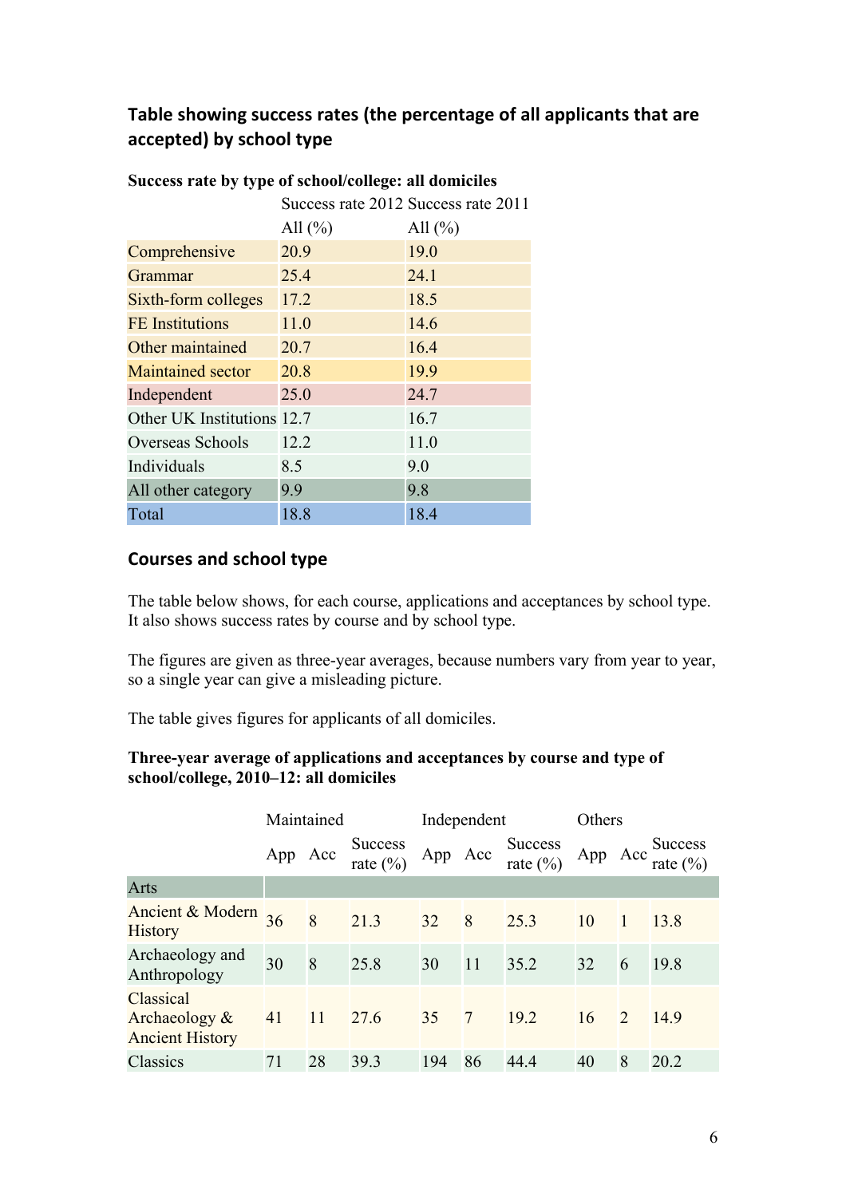## Table showing success rates (the percentage of all applicants that are accepted) by school type

**Success rate by type of school/college: all domiciles**

| | Success rate 2012 | Success rate 2011 |
|---|---|---|
| | All (%) | All (%) |
| Comprehensive | 20.9 | 19.0 |
| Grammar | 25.4 | 24.1 |
| Sixth-form colleges | 17.2 | 18.5 |
| FE Institutions | 11.0 | 14.6 |
| Other maintained | 20.7 | 16.4 |
| Maintained sector | 20.8 | 19.9 |
| Independent | 25.0 | 24.7 |
| Other UK Institutions | 12.7 | 16.7 |
| Overseas Schools | 12.2 | 11.0 |
| Individuals | 8.5 | 9.0 |
| All other category | 9.9 | 9.8 |
| Total | 18.8 | 18.4 |

## Courses and school type

The table below shows, for each course, applications and acceptances by school type. It also shows success rates by course and by school type.

The figures are given as three-year averages, because numbers vary from year to year, so a single year can give a misleading picture.

The table gives figures for applicants of all domiciles.

**Three-year average of applications and acceptances by course and type of school/college, 2010–12: all domiciles**

| | Maintained | | | Independent | | | Others | | |
|---|---|---|---|---|---|---|---|---|---|
| | App | Acc | Success rate (%) | App | Acc | Success rate (%) | App | Acc | Success rate (%) |
| Arts | | | | | | | | | |
| Ancient & Modern History | 36 | 8 | 21.3 | 32 | 8 | 25.3 | 10 | 1 | 13.8 |
| Archaeology and Anthropology | 30 | 8 | 25.8 | 30 | 11 | 35.2 | 32 | 6 | 19.8 |
| Classical Archaeology & Ancient History | 41 | 11 | 27.6 | 35 | 7 | 19.2 | 16 | 2 | 14.9 |
| Classics | 71 | 28 | 39.3 | 194 | 86 | 44.4 | 40 | 8 | 20.2 |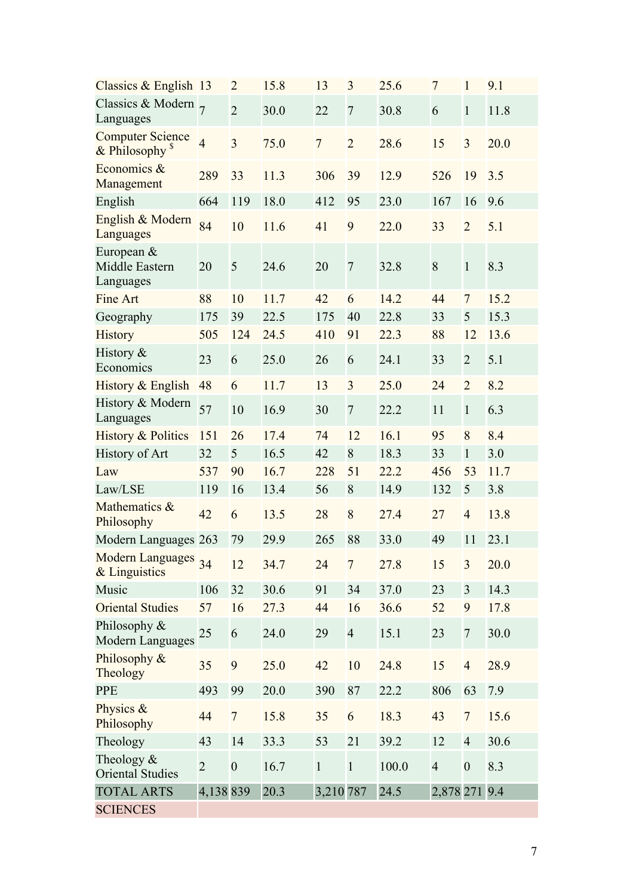| | | | | | | | | | |
|---|---|---|---|---|---|---|---|---|---|
| Classics & English | 13 | 2 | 15.8 | 13 | 3 | 25.6 | 7 | 1 | 9.1 |
| Classics & Modern Languages | 7 | 2 | 30.0 | 22 | 7 | 30.8 | 6 | 1 | 11.8 |
| Computer Science & Philosophy [$] | 4 | 3 | 75.0 | 7 | 2 | 28.6 | 15 | 3 | 20.0 |
| Economics & Management | 289 | 33 | 11.3 | 306 | 39 | 12.9 | 526 | 19 | 3.5 |
| English | 664 | 119 | 18.0 | 412 | 95 | 23.0 | 167 | 16 | 9.6 |
| English & Modern Languages | 84 | 10 | 11.6 | 41 | 9 | 22.0 | 33 | 2 | 5.1 |
| European & Middle Eastern Languages | 20 | 5 | 24.6 | 20 | 7 | 32.8 | 8 | 1 | 8.3 |
| Fine Art | 88 | 10 | 11.7 | 42 | 6 | 14.2 | 44 | 7 | 15.2 |
| Geography | 175 | 39 | 22.5 | 175 | 40 | 22.8 | 33 | 5 | 15.3 |
| History | 505 | 124 | 24.5 | 410 | 91 | 22.3 | 88 | 12 | 13.6 |
| History & Economics | 23 | 6 | 25.0 | 26 | 6 | 24.1 | 33 | 2 | 5.1 |
| History & English | 48 | 6 | 11.7 | 13 | 3 | 25.0 | 24 | 2 | 8.2 |
| History & Modern Languages | 57 | 10 | 16.9 | 30 | 7 | 22.2 | 11 | 1 | 6.3 |
| History & Politics | 151 | 26 | 17.4 | 74 | 12 | 16.1 | 95 | 8 | 8.4 |
| History of Art | 32 | 5 | 16.5 | 42 | 8 | 18.3 | 33 | 1 | 3.0 |
| Law | 537 | 90 | 16.7 | 228 | 51 | 22.2 | 456 | 53 | 11.7 |
| Law/LSE | 119 | 16 | 13.4 | 56 | 8 | 14.9 | 132 | 5 | 3.8 |
| Mathematics & Philosophy | 42 | 6 | 13.5 | 28 | 8 | 27.4 | 27 | 4 | 13.8 |
| Modern Languages | 263 | 79 | 29.9 | 265 | 88 | 33.0 | 49 | 11 | 23.1 |
| Modern Languages & Linguistics | 34 | 12 | 34.7 | 24 | 7 | 27.8 | 15 | 3 | 20.0 |
| Music | 106 | 32 | 30.6 | 91 | 34 | 37.0 | 23 | 3 | 14.3 |
| Oriental Studies | 57 | 16 | 27.3 | 44 | 16 | 36.6 | 52 | 9 | 17.8 |
| Philosophy & Modern Languages | 25 | 6 | 24.0 | 29 | 4 | 15.1 | 23 | 7 | 30.0 |
| Philosophy & Theology | 35 | 9 | 25.0 | 42 | 10 | 24.8 | 15 | 4 | 28.9 |
| PPE | 493 | 99 | 20.0 | 390 | 87 | 22.2 | 806 | 63 | 7.9 |
| Physics & Philosophy | 44 | 7 | 15.8 | 35 | 6 | 18.3 | 43 | 7 | 15.6 |
| Theology | 43 | 14 | 33.3 | 53 | 21 | 39.2 | 12 | 4 | 30.6 |
| Theology & Oriental Studies | 2 | 0 | 16.7 | 1 | 1 | 100.0 | 4 | 0 | 8.3 |
| TOTAL ARTS | 4,138 | 839 | 20.3 | 3,210 | 787 | 24.5 | 2,878 | 271 | 9.4 |
| SCIENCES | | | | | | | | | |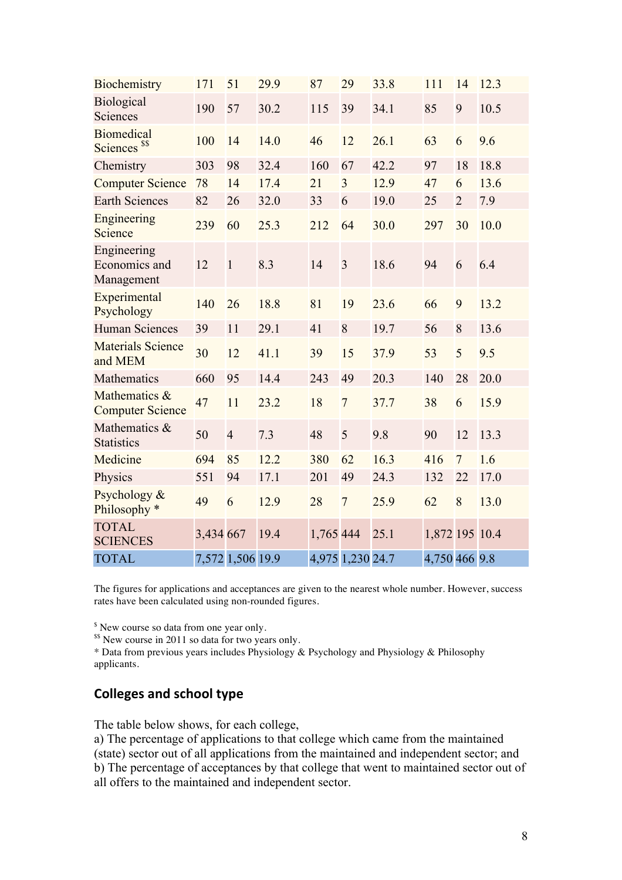| | | | | | | | | | |
|---|---|---|---|---|---|---|---|---|---|
| Biochemistry | 171 | 51 | 29.9 | 87 | 29 | 33.8 | 111 | 14 | 12.3 |
| Biological Sciences | 190 | 57 | 30.2 | 115 | 39 | 34.1 | 85 | 9 | 10.5 |
| Biomedical Sciences [$$] | 100 | 14 | 14.0 | 46 | 12 | 26.1 | 63 | 6 | 9.6 |
| Chemistry | 303 | 98 | 32.4 | 160 | 67 | 42.2 | 97 | 18 | 18.8 |
| Computer Science | 78 | 14 | 17.4 | 21 | 3 | 12.9 | 47 | 6 | 13.6 |
| Earth Sciences | 82 | 26 | 32.0 | 33 | 6 | 19.0 | 25 | 2 | 7.9 |
| Engineering Science | 239 | 60 | 25.3 | 212 | 64 | 30.0 | 297 | 30 | 10.0 |
| Engineering Economics and Management | 12 | 1 | 8.3 | 14 | 3 | 18.6 | 94 | 6 | 6.4 |
| Experimental Psychology | 140 | 26 | 18.8 | 81 | 19 | 23.6 | 66 | 9 | 13.2 |
| Human Sciences | 39 | 11 | 29.1 | 41 | 8 | 19.7 | 56 | 8 | 13.6 |
| Materials Science and MEM | 30 | 12 | 41.1 | 39 | 15 | 37.9 | 53 | 5 | 9.5 |
| Mathematics | 660 | 95 | 14.4 | 243 | 49 | 20.3 | 140 | 28 | 20.0 |
| Mathematics & Computer Science | 47 | 11 | 23.2 | 18 | 7 | 37.7 | 38 | 6 | 15.9 |
| Mathematics & Statistics | 50 | 4 | 7.3 | 48 | 5 | 9.8 | 90 | 12 | 13.3 |
| Medicine | 694 | 85 | 12.2 | 380 | 62 | 16.3 | 416 | 7 | 1.6 |
| Physics | 551 | 94 | 17.1 | 201 | 49 | 24.3 | 132 | 22 | 17.0 |
| Psychology & Philosophy * | 49 | 6 | 12.9 | 28 | 7 | 25.9 | 62 | 8 | 13.0 |
| TOTAL SCIENCES | 3,434 | 667 | 19.4 | 1,765 | 444 | 25.1 | 1,872 | 195 | 10.4 |
| TOTAL | 7,572 | 1,506 | 19.9 | 4,975 | 1,230 | 24.7 | 4,750 | 466 | 9.8 |

The figures for applications and acceptances are given to the nearest whole number. However, success rates have been calculated using non-rounded figures.

[$] New course so data from one year only.
[$$] New course in 2011 so data for two years only.
* Data from previous years includes Physiology & Psychology and Physiology & Philosophy applicants.

## Colleges and school type

The table below shows, for each college,
a) The percentage of applications to that college which came from the maintained (state) sector out of all applications from the maintained and independent sector; and
b) The percentage of acceptances by that college that went to maintained sector out of all offers to the maintained and independent sector.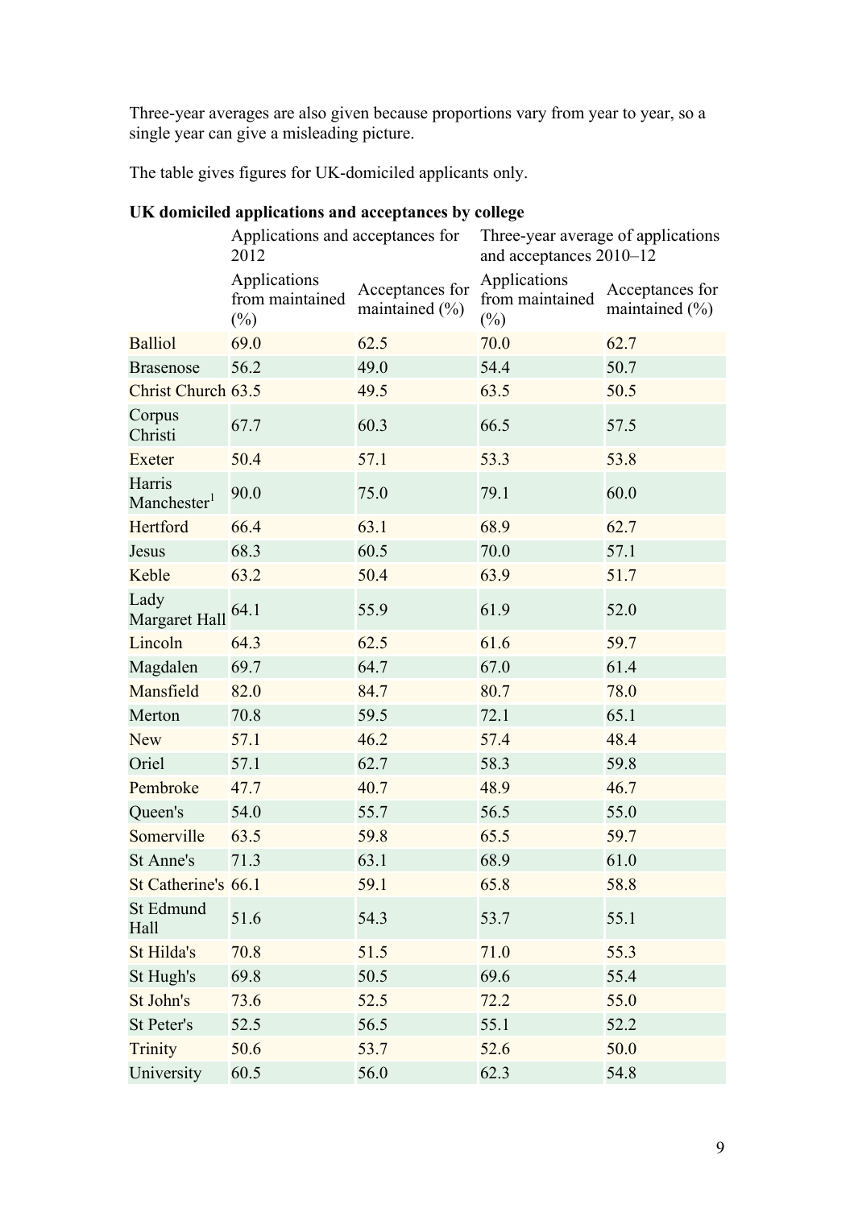Three-year averages are also given because proportions vary from year to year, so a single year can give a misleading picture.

The table gives figures for UK-domiciled applicants only.

**UK domiciled applications and acceptances by college**

| | Applications and acceptances for 2012 | | Three-year average of applications and acceptances 2010–12 | |
|---|---|---|---|---|
| | Applications from maintained (%) | Acceptances for maintained (%) | Applications from maintained (%) | Acceptances for maintained (%) |
| Balliol | 69.0 | 62.5 | 70.0 | 62.7 |
| Brasenose | 56.2 | 49.0 | 54.4 | 50.7 |
| Christ Church | 63.5 | 49.5 | 63.5 | 50.5 |
| Corpus Christi | 67.7 | 60.3 | 66.5 | 57.5 |
| Exeter | 50.4 | 57.1 | 53.3 | 53.8 |
| Harris Manchester[1] | 90.0 | 75.0 | 79.1 | 60.0 |
| Hertford | 66.4 | 63.1 | 68.9 | 62.7 |
| Jesus | 68.3 | 60.5 | 70.0 | 57.1 |
| Keble | 63.2 | 50.4 | 63.9 | 51.7 |
| Lady Margaret Hall | 64.1 | 55.9 | 61.9 | 52.0 |
| Lincoln | 64.3 | 62.5 | 61.6 | 59.7 |
| Magdalen | 69.7 | 64.7 | 67.0 | 61.4 |
| Mansfield | 82.0 | 84.7 | 80.7 | 78.0 |
| Merton | 70.8 | 59.5 | 72.1 | 65.1 |
| New | 57.1 | 46.2 | 57.4 | 48.4 |
| Oriel | 57.1 | 62.7 | 58.3 | 59.8 |
| Pembroke | 47.7 | 40.7 | 48.9 | 46.7 |
| Queen's | 54.0 | 55.7 | 56.5 | 55.0 |
| Somerville | 63.5 | 59.8 | 65.5 | 59.7 |
| St Anne's | 71.3 | 63.1 | 68.9 | 61.0 |
| St Catherine's | 66.1 | 59.1 | 65.8 | 58.8 |
| St Edmund Hall | 51.6 | 54.3 | 53.7 | 55.1 |
| St Hilda's | 70.8 | 51.5 | 71.0 | 55.3 |
| St Hugh's | 69.8 | 50.5 | 69.6 | 55.4 |
| St John's | 73.6 | 52.5 | 72.2 | 55.0 |
| St Peter's | 52.5 | 56.5 | 55.1 | 52.2 |
| Trinity | 50.6 | 53.7 | 52.6 | 50.0 |
| University | 60.5 | 56.0 | 62.3 | 54.8 |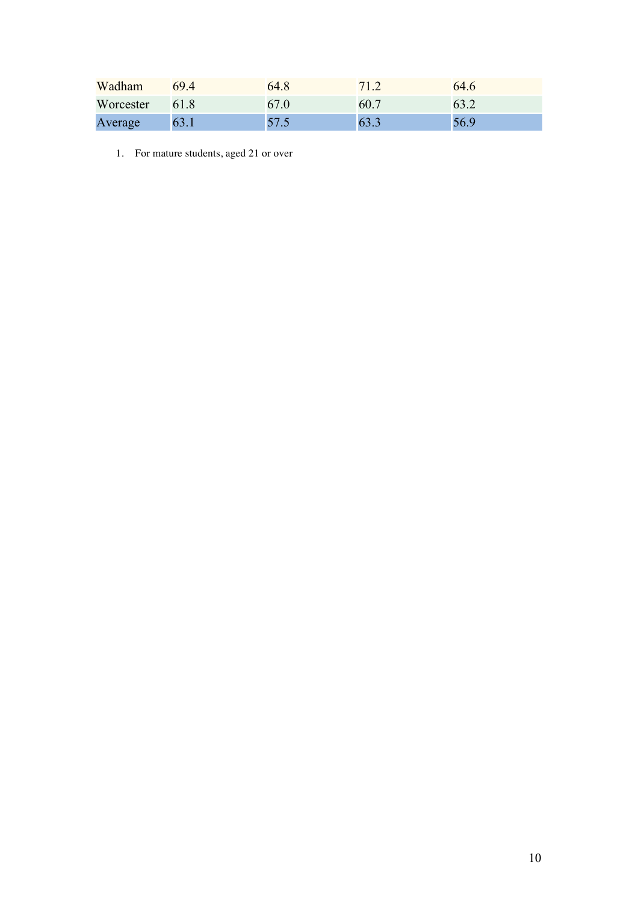| | | | | |
|---|---|---|---|---|
| Wadham | 69.4 | 64.8 | 71.2 | 64.6 |
| Worcester | 61.8 | 67.0 | 60.7 | 63.2 |
| Average | 63.1 | 57.5 | 63.3 | 56.9 |

1. For mature students, aged 21 or over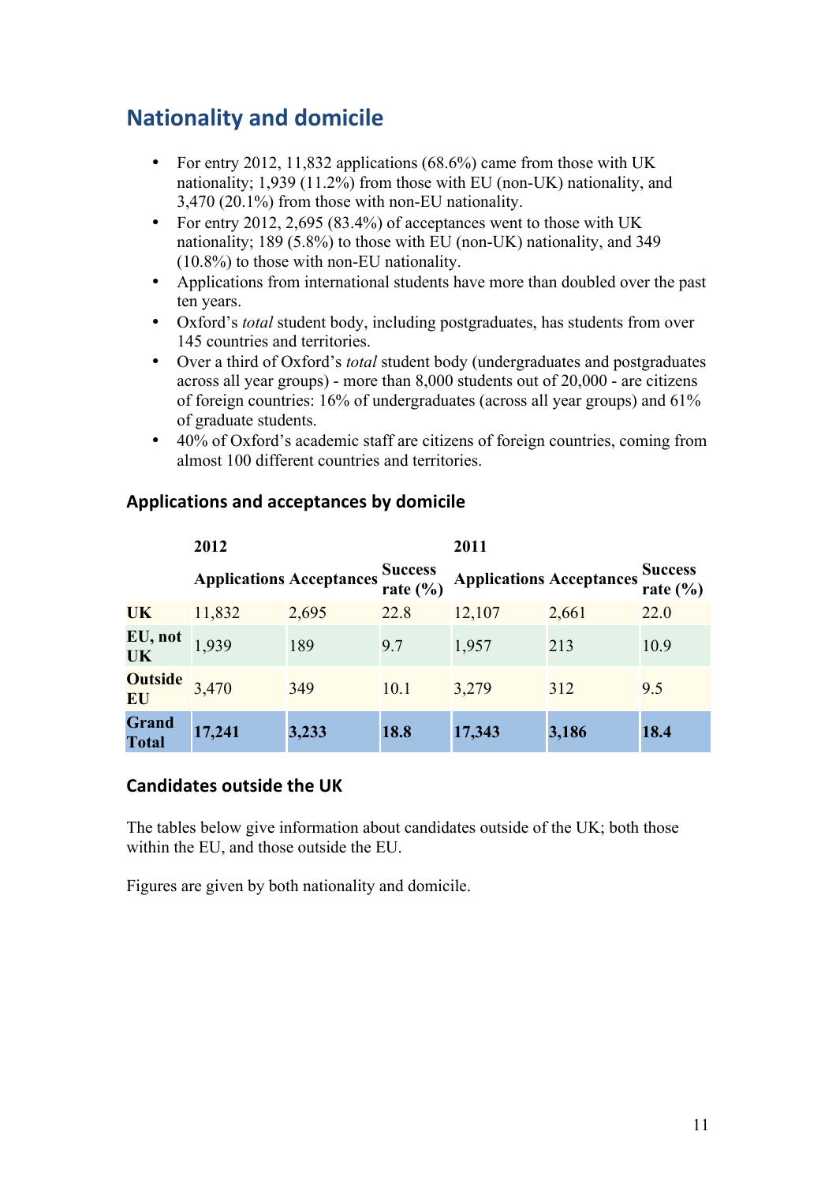## Nationality and domicile

- For entry 2012, 11,832 applications (68.6%) came from those with UK nationality; 1,939 (11.2%) from those with EU (non-UK) nationality, and 3,470 (20.1%) from those with non-EU nationality.
- For entry 2012, 2,695 (83.4%) of acceptances went to those with UK nationality; 189 (5.8%) to those with EU (non-UK) nationality, and 349 (10.8%) to those with non-EU nationality.
- Applications from international students have more than doubled over the past ten years.
- Oxford's *total* student body, including postgraduates, has students from over 145 countries and territories.
- Over a third of Oxford's *total* student body (undergraduates and postgraduates across all year groups) - more than 8,000 students out of 20,000 - are citizens of foreign countries: 16% of undergraduates (across all year groups) and 61% of graduate students.
- 40% of Oxford's academic staff are citizens of foreign countries, coming from almost 100 different countries and territories.

### Applications and acceptances by domicile

| | 2012 | | | 2011 | | |
|---|---|---|---|---|---|---|
| | **Applications** | **Acceptances** | **Success rate (%)** | **Applications** | **Acceptances** | **Success rate (%)** |
| **UK** | 11,832 | 2,695 | 22.8 | 12,107 | 2,661 | 22.0 |
| **EU, not UK** | 1,939 | 189 | 9.7 | 1,957 | 213 | 10.9 |
| **Outside EU** | 3,470 | 349 | 10.1 | 3,279 | 312 | 9.5 |
| **Grand Total** | **17,241** | **3,233** | **18.8** | **17,343** | **3,186** | **18.4** |

### Candidates outside the UK

The tables below give information about candidates outside of the UK; both those within the EU, and those outside the EU.

Figures are given by both nationality and domicile.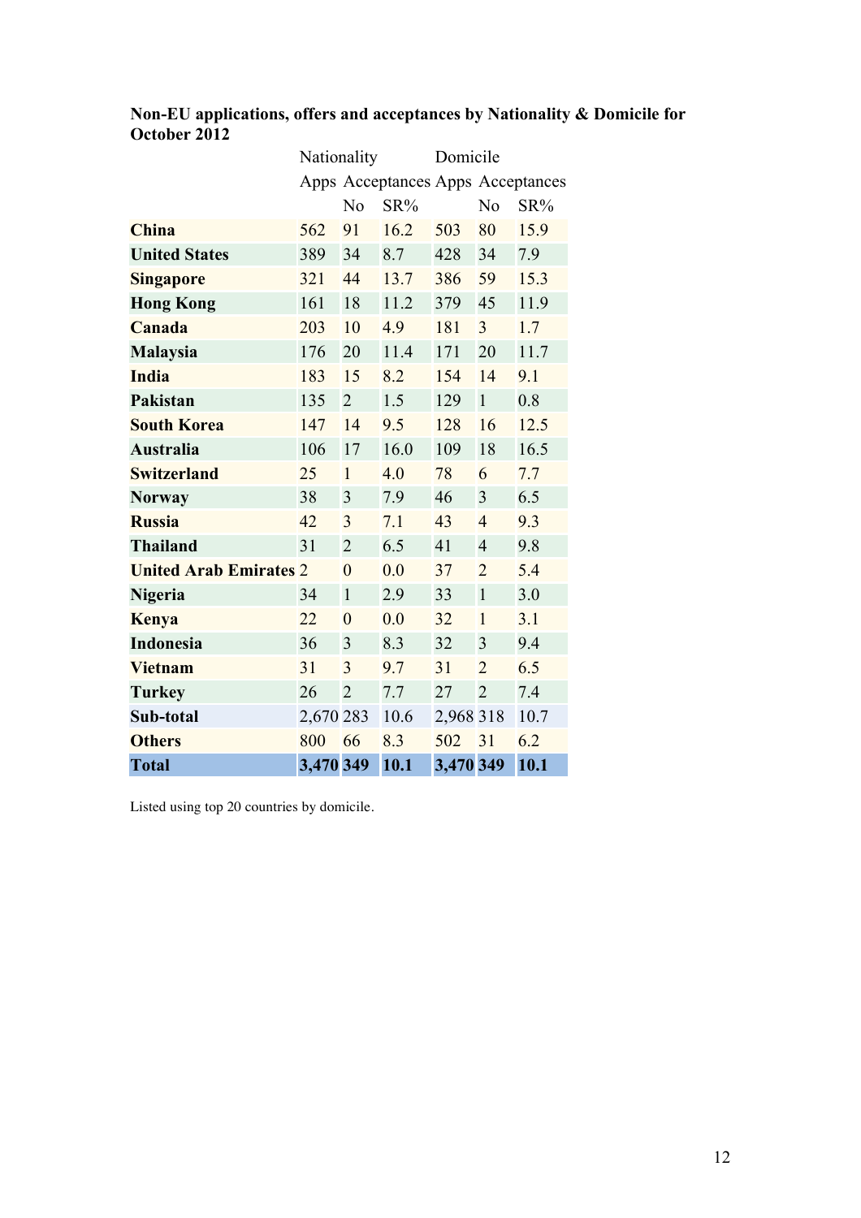**Non-EU applications, offers and acceptances by Nationality & Domicile for October 2012**

| | Nationality | | | Domicile | | |
|---|---|---|---|---|---|---|
| | Apps | Acceptances | | Apps | Acceptances | |
| | | No | SR% | | No | SR% |
| **China** | 562 | 91 | 16.2 | 503 | 80 | 15.9 |
| **United States** | 389 | 34 | 8.7 | 428 | 34 | 7.9 |
| **Singapore** | 321 | 44 | 13.7 | 386 | 59 | 15.3 |
| **Hong Kong** | 161 | 18 | 11.2 | 379 | 45 | 11.9 |
| **Canada** | 203 | 10 | 4.9 | 181 | 3 | 1.7 |
| **Malaysia** | 176 | 20 | 11.4 | 171 | 20 | 11.7 |
| **India** | 183 | 15 | 8.2 | 154 | 14 | 9.1 |
| **Pakistan** | 135 | 2 | 1.5 | 129 | 1 | 0.8 |
| **South Korea** | 147 | 14 | 9.5 | 128 | 16 | 12.5 |
| **Australia** | 106 | 17 | 16.0 | 109 | 18 | 16.5 |
| **Switzerland** | 25 | 1 | 4.0 | 78 | 6 | 7.7 |
| **Norway** | 38 | 3 | 7.9 | 46 | 3 | 6.5 |
| **Russia** | 42 | 3 | 7.1 | 43 | 4 | 9.3 |
| **Thailand** | 31 | 2 | 6.5 | 41 | 4 | 9.8 |
| **United Arab Emirates** | 2 | 0 | 0.0 | 37 | 2 | 5.4 |
| **Nigeria** | 34 | 1 | 2.9 | 33 | 1 | 3.0 |
| **Kenya** | 22 | 0 | 0.0 | 32 | 1 | 3.1 |
| **Indonesia** | 36 | 3 | 8.3 | 32 | 3 | 9.4 |
| **Vietnam** | 31 | 3 | 9.7 | 31 | 2 | 6.5 |
| **Turkey** | 26 | 2 | 7.7 | 27 | 2 | 7.4 |
| **Sub-total** | 2,670 | 283 | 10.6 | 2,968 | 318 | 10.7 |
| **Others** | 800 | 66 | 8.3 | 502 | 31 | 6.2 |
| **Total** | **3,470** | **349** | **10.1** | **3,470** | **349** | **10.1** |

Listed using top 20 countries by domicile.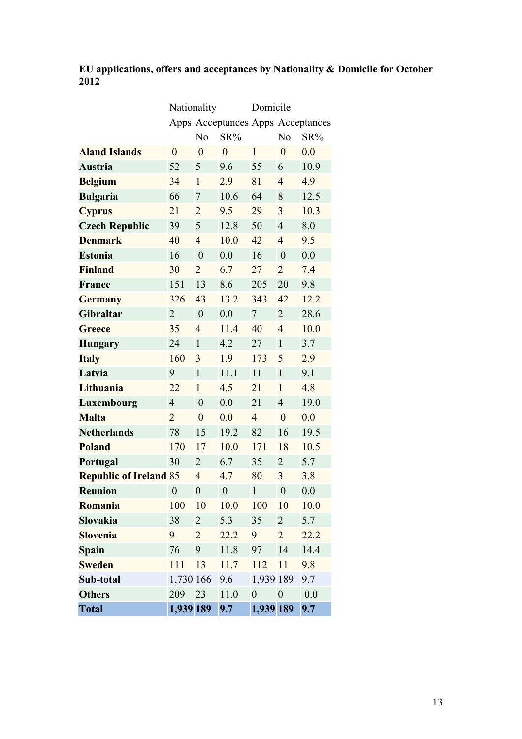**EU applications, offers and acceptances by Nationality & Domicile for October 2012**

| | Nationality | | | Domicile | | |
|---|---|---|---|---|---|---|
| | Apps | Acceptances | | Apps | Acceptances | |
| | | No | SR% | | No | SR% |
| **Aland Islands** | 0 | 0 | 0 | 1 | 0 | 0.0 |
| **Austria** | 52 | 5 | 9.6 | 55 | 6 | 10.9 |
| **Belgium** | 34 | 1 | 2.9 | 81 | 4 | 4.9 |
| **Bulgaria** | 66 | 7 | 10.6 | 64 | 8 | 12.5 |
| **Cyprus** | 21 | 2 | 9.5 | 29 | 3 | 10.3 |
| **Czech Republic** | 39 | 5 | 12.8 | 50 | 4 | 8.0 |
| **Denmark** | 40 | 4 | 10.0 | 42 | 4 | 9.5 |
| **Estonia** | 16 | 0 | 0.0 | 16 | 0 | 0.0 |
| **Finland** | 30 | 2 | 6.7 | 27 | 2 | 7.4 |
| **France** | 151 | 13 | 8.6 | 205 | 20 | 9.8 |
| **Germany** | 326 | 43 | 13.2 | 343 | 42 | 12.2 |
| **Gibraltar** | 2 | 0 | 0.0 | 7 | 2 | 28.6 |
| **Greece** | 35 | 4 | 11.4 | 40 | 4 | 10.0 |
| **Hungary** | 24 | 1 | 4.2 | 27 | 1 | 3.7 |
| **Italy** | 160 | 3 | 1.9 | 173 | 5 | 2.9 |
| **Latvia** | 9 | 1 | 11.1 | 11 | 1 | 9.1 |
| **Lithuania** | 22 | 1 | 4.5 | 21 | 1 | 4.8 |
| **Luxembourg** | 4 | 0 | 0.0 | 21 | 4 | 19.0 |
| **Malta** | 2 | 0 | 0.0 | 4 | 0 | 0.0 |
| **Netherlands** | 78 | 15 | 19.2 | 82 | 16 | 19.5 |
| **Poland** | 170 | 17 | 10.0 | 171 | 18 | 10.5 |
| **Portugal** | 30 | 2 | 6.7 | 35 | 2 | 5.7 |
| **Republic of Ireland** | 85 | 4 | 4.7 | 80 | 3 | 3.8 |
| **Reunion** | 0 | 0 | 0 | 1 | 0 | 0.0 |
| **Romania** | 100 | 10 | 10.0 | 100 | 10 | 10.0 |
| **Slovakia** | 38 | 2 | 5.3 | 35 | 2 | 5.7 |
| **Slovenia** | 9 | 2 | 22.2 | 9 | 2 | 22.2 |
| **Spain** | 76 | 9 | 11.8 | 97 | 14 | 14.4 |
| **Sweden** | 111 | 13 | 11.7 | 112 | 11 | 9.8 |
| **Sub-total** | 1,730 | 166 | 9.6 | 1,939 | 189 | 9.7 |
| **Others** | 209 | 23 | 11.0 | 0 | 0 | 0.0 |
| **Total** | **1,939** | **189** | **9.7** | **1,939** | **189** | **9.7** |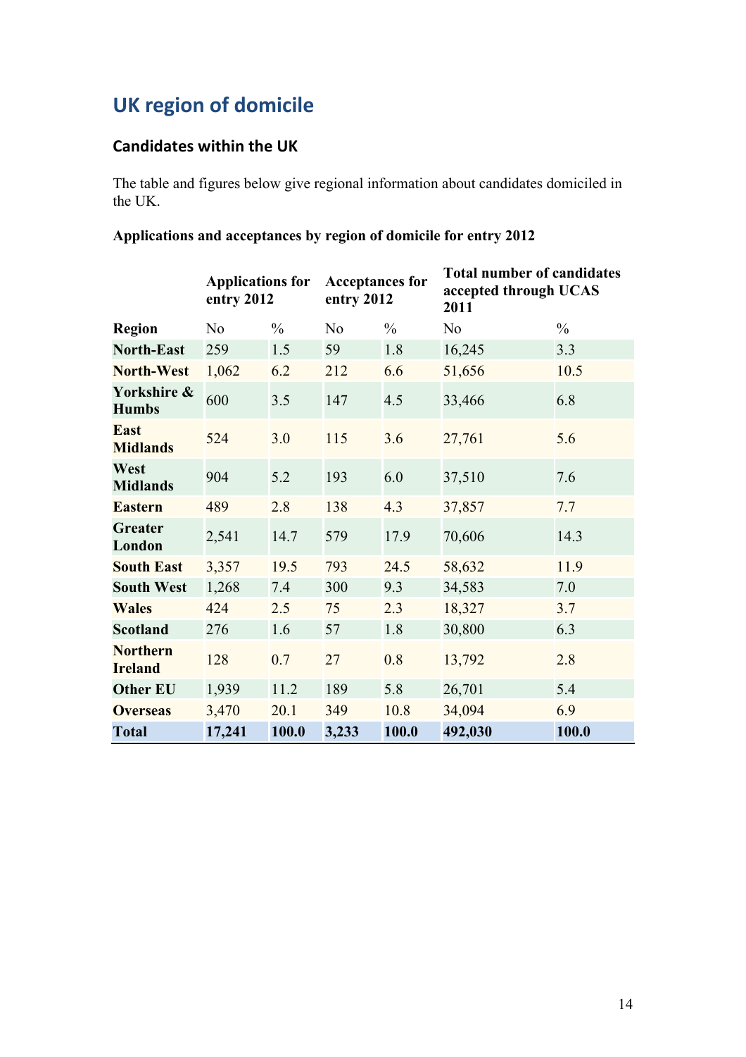# UK region of domicile

## Candidates within the UK

The table and figures below give regional information about candidates domiciled in the UK.

**Applications and acceptances by region of domicile for entry 2012**

| | Applications for entry 2012 | | Acceptances for entry 2012 | | Total number of candidates accepted through UCAS 2011 | |
|---|---|---|---|---|---|---|
| **Region** | No | % | No | % | No | % |
| **North-East** | 259 | 1.5 | 59 | 1.8 | 16,245 | 3.3 |
| **North-West** | 1,062 | 6.2 | 212 | 6.6 | 51,656 | 10.5 |
| **Yorkshire & Humbs** | 600 | 3.5 | 147 | 4.5 | 33,466 | 6.8 |
| **East Midlands** | 524 | 3.0 | 115 | 3.6 | 27,761 | 5.6 |
| **West Midlands** | 904 | 5.2 | 193 | 6.0 | 37,510 | 7.6 |
| **Eastern** | 489 | 2.8 | 138 | 4.3 | 37,857 | 7.7 |
| **Greater London** | 2,541 | 14.7 | 579 | 17.9 | 70,606 | 14.3 |
| **South East** | 3,357 | 19.5 | 793 | 24.5 | 58,632 | 11.9 |
| **South West** | 1,268 | 7.4 | 300 | 9.3 | 34,583 | 7.0 |
| **Wales** | 424 | 2.5 | 75 | 2.3 | 18,327 | 3.7 |
| **Scotland** | 276 | 1.6 | 57 | 1.8 | 30,800 | 6.3 |
| **Northern Ireland** | 128 | 0.7 | 27 | 0.8 | 13,792 | 2.8 |
| **Other EU** | 1,939 | 11.2 | 189 | 5.8 | 26,701 | 5.4 |
| **Overseas** | 3,470 | 20.1 | 349 | 10.8 | 34,094 | 6.9 |
| **Total** | **17,241** | **100.0** | **3,233** | **100.0** | **492,030** | **100.0** |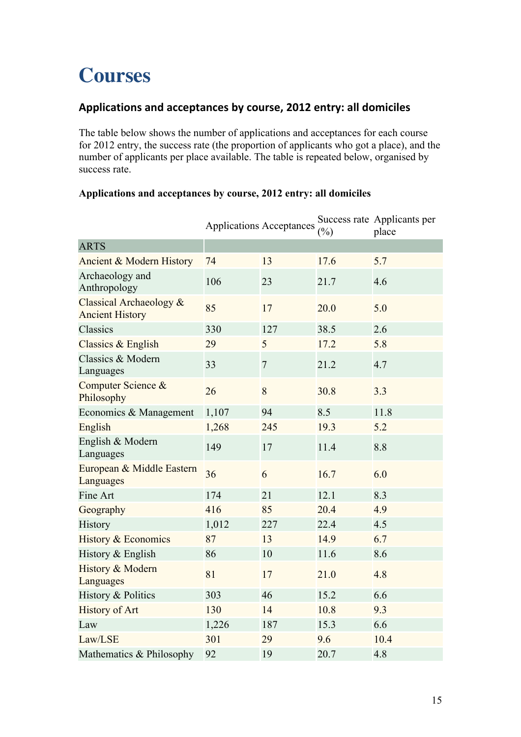# Courses

## Applications and acceptances by course, 2012 entry: all domiciles

The table below shows the number of applications and acceptances for each course for 2012 entry, the success rate (the proportion of applicants who got a place), and the number of applicants per place available. The table is repeated below, organised by success rate.

**Applications and acceptances by course, 2012 entry: all domiciles**

| | Applications | Acceptances | Success rate (%) | Applicants per place |
|---|---|---|---|---|
| ARTS | | | | |
| Ancient & Modern History | 74 | 13 | 17.6 | 5.7 |
| Archaeology and Anthropology | 106 | 23 | 21.7 | 4.6 |
| Classical Archaeology & Ancient History | 85 | 17 | 20.0 | 5.0 |
| Classics | 330 | 127 | 38.5 | 2.6 |
| Classics & English | 29 | 5 | 17.2 | 5.8 |
| Classics & Modern Languages | 33 | 7 | 21.2 | 4.7 |
| Computer Science & Philosophy | 26 | 8 | 30.8 | 3.3 |
| Economics & Management | 1,107 | 94 | 8.5 | 11.8 |
| English | 1,268 | 245 | 19.3 | 5.2 |
| English & Modern Languages | 149 | 17 | 11.4 | 8.8 |
| European & Middle Eastern Languages | 36 | 6 | 16.7 | 6.0 |
| Fine Art | 174 | 21 | 12.1 | 8.3 |
| Geography | 416 | 85 | 20.4 | 4.9 |
| History | 1,012 | 227 | 22.4 | 4.5 |
| History & Economics | 87 | 13 | 14.9 | 6.7 |
| History & English | 86 | 10 | 11.6 | 8.6 |
| History & Modern Languages | 81 | 17 | 21.0 | 4.8 |
| History & Politics | 303 | 46 | 15.2 | 6.6 |
| History of Art | 130 | 14 | 10.8 | 9.3 |
| Law | 1,226 | 187 | 15.3 | 6.6 |
| Law/LSE | 301 | 29 | 9.6 | 10.4 |
| Mathematics & Philosophy | 92 | 19 | 20.7 | 4.8 |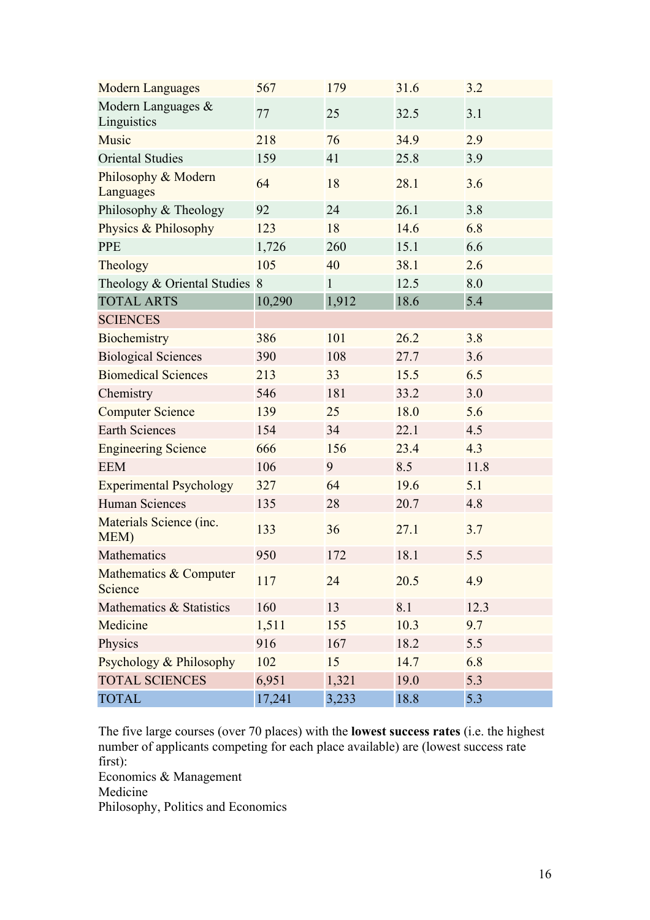| | | | | |
|---|---|---|---|---|
| Modern Languages | 567 | 179 | 31.6 | 3.2 |
| Modern Languages & Linguistics | 77 | 25 | 32.5 | 3.1 |
| Music | 218 | 76 | 34.9 | 2.9 |
| Oriental Studies | 159 | 41 | 25.8 | 3.9 |
| Philosophy & Modern Languages | 64 | 18 | 28.1 | 3.6 |
| Philosophy & Theology | 92 | 24 | 26.1 | 3.8 |
| Physics & Philosophy | 123 | 18 | 14.6 | 6.8 |
| PPE | 1,726 | 260 | 15.1 | 6.6 |
| Theology | 105 | 40 | 38.1 | 2.6 |
| Theology & Oriental Studies | 8 | 1 | 12.5 | 8.0 |
| TOTAL ARTS | 10,290 | 1,912 | 18.6 | 5.4 |
| SCIENCES | | | | |
| Biochemistry | 386 | 101 | 26.2 | 3.8 |
| Biological Sciences | 390 | 108 | 27.7 | 3.6 |
| Biomedical Sciences | 213 | 33 | 15.5 | 6.5 |
| Chemistry | 546 | 181 | 33.2 | 3.0 |
| Computer Science | 139 | 25 | 18.0 | 5.6 |
| Earth Sciences | 154 | 34 | 22.1 | 4.5 |
| Engineering Science | 666 | 156 | 23.4 | 4.3 |
| EEM | 106 | 9 | 8.5 | 11.8 |
| Experimental Psychology | 327 | 64 | 19.6 | 5.1 |
| Human Sciences | 135 | 28 | 20.7 | 4.8 |
| Materials Science (inc. MEM) | 133 | 36 | 27.1 | 3.7 |
| Mathematics | 950 | 172 | 18.1 | 5.5 |
| Mathematics & Computer Science | 117 | 24 | 20.5 | 4.9 |
| Mathematics & Statistics | 160 | 13 | 8.1 | 12.3 |
| Medicine | 1,511 | 155 | 10.3 | 9.7 |
| Physics | 916 | 167 | 18.2 | 5.5 |
| Psychology & Philosophy | 102 | 15 | 14.7 | 6.8 |
| TOTAL SCIENCES | 6,951 | 1,321 | 19.0 | 5.3 |
| TOTAL | 17,241 | 3,233 | 18.8 | 5.3 |

The five large courses (over 70 places) with the **lowest success rates** (i.e. the highest number of applicants competing for each place available) are (lowest success rate first):

Economics & Management

Medicine

Philosophy, Politics and Economics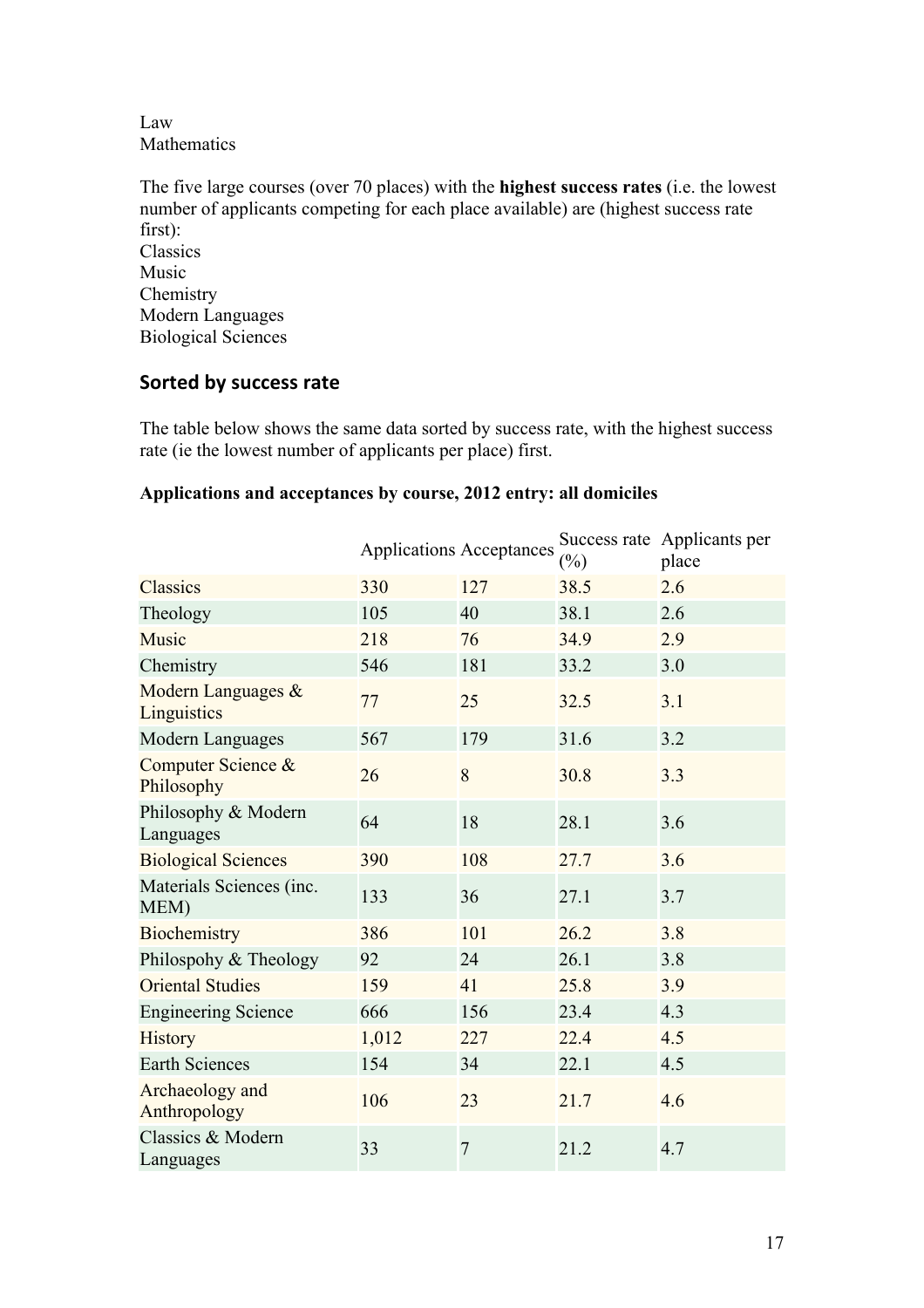Law
Mathematics

The five large courses (over 70 places) with the **highest success rates** (i.e. the lowest number of applicants competing for each place available) are (highest success rate first):
Classics
Music
Chemistry
Modern Languages
Biological Sciences

## Sorted by success rate

The table below shows the same data sorted by success rate, with the highest success rate (ie the lowest number of applicants per place) first.

**Applications and acceptances by course, 2012 entry: all domiciles**

| | Applications | Acceptances | Success rate (%) | Applicants per place |
|---|---|---|---|---|
| Classics | 330 | 127 | 38.5 | 2.6 |
| Theology | 105 | 40 | 38.1 | 2.6 |
| Music | 218 | 76 | 34.9 | 2.9 |
| Chemistry | 546 | 181 | 33.2 | 3.0 |
| Modern Languages & Linguistics | 77 | 25 | 32.5 | 3.1 |
| Modern Languages | 567 | 179 | 31.6 | 3.2 |
| Computer Science & Philosophy | 26 | 8 | 30.8 | 3.3 |
| Philosophy & Modern Languages | 64 | 18 | 28.1 | 3.6 |
| Biological Sciences | 390 | 108 | 27.7 | 3.6 |
| Materials Sciences (inc. MEM) | 133 | 36 | 27.1 | 3.7 |
| Biochemistry | 386 | 101 | 26.2 | 3.8 |
| Philospohy & Theology | 92 | 24 | 26.1 | 3.8 |
| Oriental Studies | 159 | 41 | 25.8 | 3.9 |
| Engineering Science | 666 | 156 | 23.4 | 4.3 |
| History | 1,012 | 227 | 22.4 | 4.5 |
| Earth Sciences | 154 | 34 | 22.1 | 4.5 |
| Archaeology and Anthropology | 106 | 23 | 21.7 | 4.6 |
| Classics & Modern Languages | 33 | 7 | 21.2 | 4.7 |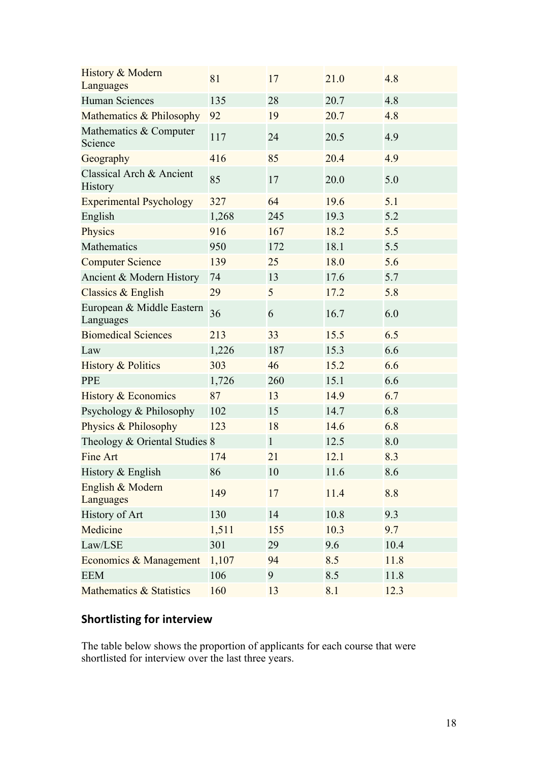| | | | | |
|---|---|---|---|---|
| History & Modern Languages | 81 | 17 | 21.0 | 4.8 |
| Human Sciences | 135 | 28 | 20.7 | 4.8 |
| Mathematics & Philosophy | 92 | 19 | 20.7 | 4.8 |
| Mathematics & Computer Science | 117 | 24 | 20.5 | 4.9 |
| Geography | 416 | 85 | 20.4 | 4.9 |
| Classical Arch & Ancient History | 85 | 17 | 20.0 | 5.0 |
| Experimental Psychology | 327 | 64 | 19.6 | 5.1 |
| English | 1,268 | 245 | 19.3 | 5.2 |
| Physics | 916 | 167 | 18.2 | 5.5 |
| Mathematics | 950 | 172 | 18.1 | 5.5 |
| Computer Science | 139 | 25 | 18.0 | 5.6 |
| Ancient & Modern History | 74 | 13 | 17.6 | 5.7 |
| Classics & English | 29 | 5 | 17.2 | 5.8 |
| European & Middle Eastern Languages | 36 | 6 | 16.7 | 6.0 |
| Biomedical Sciences | 213 | 33 | 15.5 | 6.5 |
| Law | 1,226 | 187 | 15.3 | 6.6 |
| History & Politics | 303 | 46 | 15.2 | 6.6 |
| PPE | 1,726 | 260 | 15.1 | 6.6 |
| History & Economics | 87 | 13 | 14.9 | 6.7 |
| Psychology & Philosophy | 102 | 15 | 14.7 | 6.8 |
| Physics & Philosophy | 123 | 18 | 14.6 | 6.8 |
| Theology & Oriental Studies | 8 | 1 | 12.5 | 8.0 |
| Fine Art | 174 | 21 | 12.1 | 8.3 |
| History & English | 86 | 10 | 11.6 | 8.6 |
| English & Modern Languages | 149 | 17 | 11.4 | 8.8 |
| History of Art | 130 | 14 | 10.8 | 9.3 |
| Medicine | 1,511 | 155 | 10.3 | 9.7 |
| Law/LSE | 301 | 29 | 9.6 | 10.4 |
| Economics & Management | 1,107 | 94 | 8.5 | 11.8 |
| EEM | 106 | 9 | 8.5 | 11.8 |
| Mathematics & Statistics | 160 | 13 | 8.1 | 12.3 |

## Shortlisting for interview

The table below shows the proportion of applicants for each course that were shortlisted for interview over the last three years.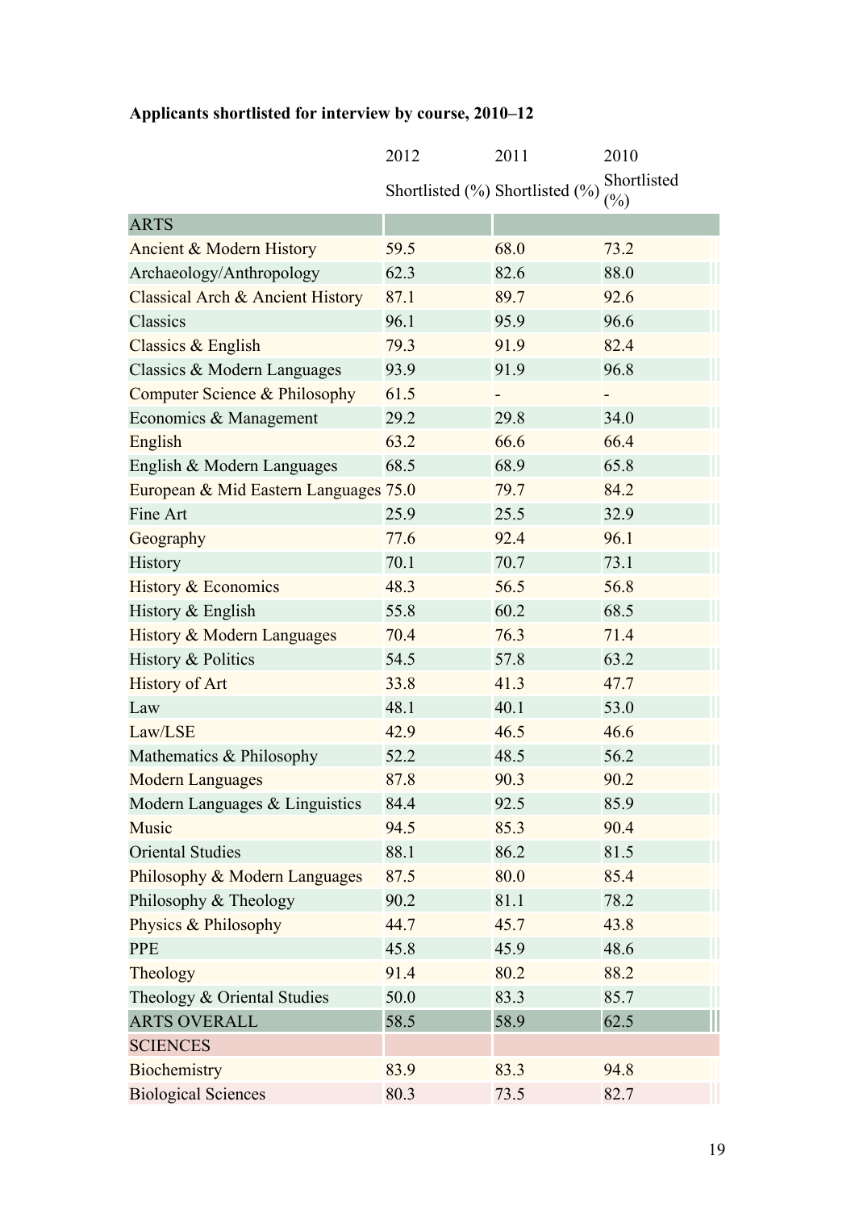**Applicants shortlisted for interview by course, 2010–12**

| | 2012 | 2011 | 2010 |
|---|---|---|---|
| | Shortlisted (%) | Shortlisted (%) | Shortlisted (%) |
| ARTS | | | |
| Ancient & Modern History | 59.5 | 68.0 | 73.2 |
| Archaeology/Anthropology | 62.3 | 82.6 | 88.0 |
| Classical Arch & Ancient History | 87.1 | 89.7 | 92.6 |
| Classics | 96.1 | 95.9 | 96.6 |
| Classics & English | 79.3 | 91.9 | 82.4 |
| Classics & Modern Languages | 93.9 | 91.9 | 96.8 |
| Computer Science & Philosophy | 61.5 | - | - |
| Economics & Management | 29.2 | 29.8 | 34.0 |
| English | 63.2 | 66.6 | 66.4 |
| English & Modern Languages | 68.5 | 68.9 | 65.8 |
| European & Mid Eastern Languages | 75.0 | 79.7 | 84.2 |
| Fine Art | 25.9 | 25.5 | 32.9 |
| Geography | 77.6 | 92.4 | 96.1 |
| History | 70.1 | 70.7 | 73.1 |
| History & Economics | 48.3 | 56.5 | 56.8 |
| History & English | 55.8 | 60.2 | 68.5 |
| History & Modern Languages | 70.4 | 76.3 | 71.4 |
| History & Politics | 54.5 | 57.8 | 63.2 |
| History of Art | 33.8 | 41.3 | 47.7 |
| Law | 48.1 | 40.1 | 53.0 |
| Law/LSE | 42.9 | 46.5 | 46.6 |
| Mathematics & Philosophy | 52.2 | 48.5 | 56.2 |
| Modern Languages | 87.8 | 90.3 | 90.2 |
| Modern Languages & Linguistics | 84.4 | 92.5 | 85.9 |
| Music | 94.5 | 85.3 | 90.4 |
| Oriental Studies | 88.1 | 86.2 | 81.5 |
| Philosophy & Modern Languages | 87.5 | 80.0 | 85.4 |
| Philosophy & Theology | 90.2 | 81.1 | 78.2 |
| Physics & Philosophy | 44.7 | 45.7 | 43.8 |
| PPE | 45.8 | 45.9 | 48.6 |
| Theology | 91.4 | 80.2 | 88.2 |
| Theology & Oriental Studies | 50.0 | 83.3 | 85.7 |
| ARTS OVERALL | 58.5 | 58.9 | 62.5 |
| SCIENCES | | | |
| Biochemistry | 83.9 | 83.3 | 94.8 |
| Biological Sciences | 80.3 | 73.5 | 82.7 |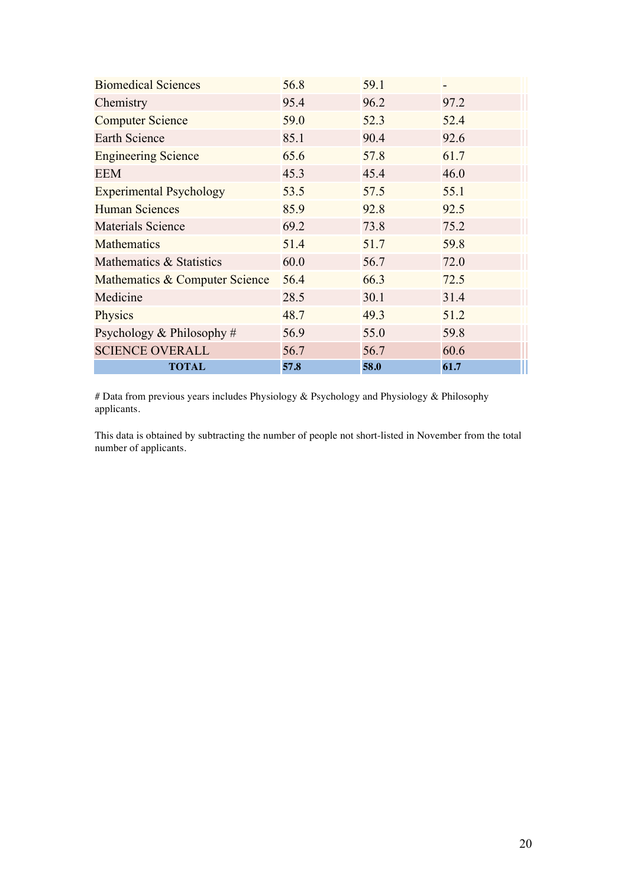| | | | |
|---|---|---|---|
| Biomedical Sciences | 56.8 | 59.1 | - |
| Chemistry | 95.4 | 96.2 | 97.2 |
| Computer Science | 59.0 | 52.3 | 52.4 |
| Earth Science | 85.1 | 90.4 | 92.6 |
| Engineering Science | 65.6 | 57.8 | 61.7 |
| EEM | 45.3 | 45.4 | 46.0 |
| Experimental Psychology | 53.5 | 57.5 | 55.1 |
| Human Sciences | 85.9 | 92.8 | 92.5 |
| Materials Science | 69.2 | 73.8 | 75.2 |
| Mathematics | 51.4 | 51.7 | 59.8 |
| Mathematics & Statistics | 60.0 | 56.7 | 72.0 |
| Mathematics & Computer Science | 56.4 | 66.3 | 72.5 |
| Medicine | 28.5 | 30.1 | 31.4 |
| Physics | 48.7 | 49.3 | 51.2 |
| Psychology & Philosophy # | 56.9 | 55.0 | 59.8 |
| SCIENCE OVERALL | 56.7 | 56.7 | 60.6 |
| **TOTAL** | **57.8** | **58.0** | **61.7** |

# Data from previous years includes Physiology & Psychology and Physiology & Philosophy applicants.

This data is obtained by subtracting the number of people not short-listed in November from the total number of applicants.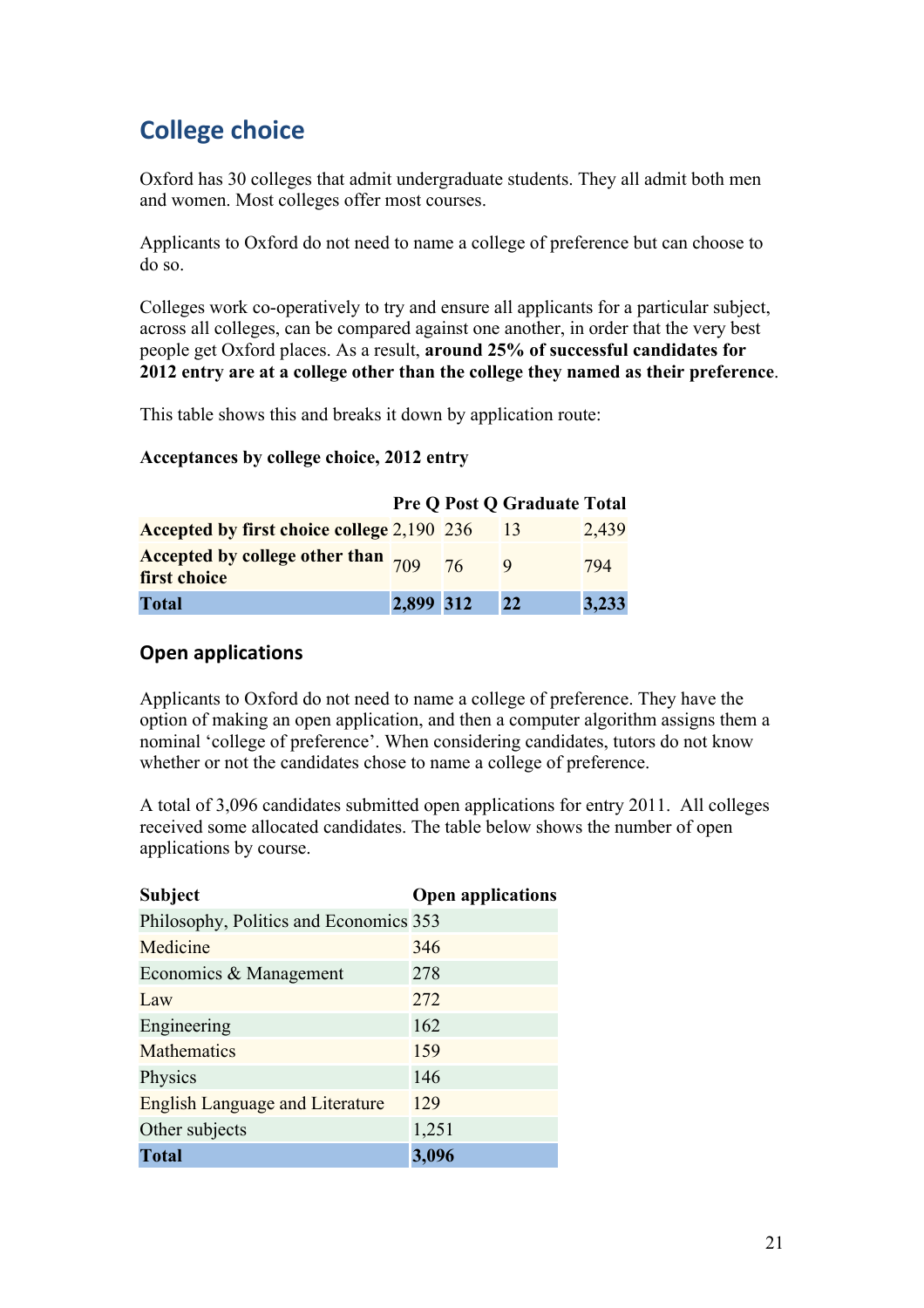## College choice

Oxford has 30 colleges that admit undergraduate students. They all admit both men and women. Most colleges offer most courses.

Applicants to Oxford do not need to name a college of preference but can choose to do so.

Colleges work co-operatively to try and ensure all applicants for a particular subject, across all colleges, can be compared against one another, in order that the very best people get Oxford places. As a result, **around 25% of successful candidates for 2012 entry are at a college other than the college they named as their preference**.

This table shows this and breaks it down by application route:

**Acceptances by college choice, 2012 entry**

| | Pre Q | Post Q | Graduate | Total |
|---|---|---|---|---|
| **Accepted by first choice college** | 2,190 | 236 | 13 | 2,439 |
| **Accepted by college other than first choice** | 709 | 76 | 9 | 794 |
| **Total** | **2,899** | **312** | **22** | **3,233** |

### Open applications

Applicants to Oxford do not need to name a college of preference. They have the option of making an open application, and then a computer algorithm assigns them a nominal 'college of preference'. When considering candidates, tutors do not know whether or not the candidates chose to name a college of preference.

A total of 3,096 candidates submitted open applications for entry 2011. All colleges received some allocated candidates. The table below shows the number of open applications by course.

| Subject | Open applications |
|---|---|
| Philosophy, Politics and Economics | 353 |
| Medicine | 346 |
| Economics & Management | 278 |
| Law | 272 |
| Engineering | 162 |
| Mathematics | 159 |
| Physics | 146 |
| English Language and Literature | 129 |
| Other subjects | 1,251 |
| **Total** | **3,096** |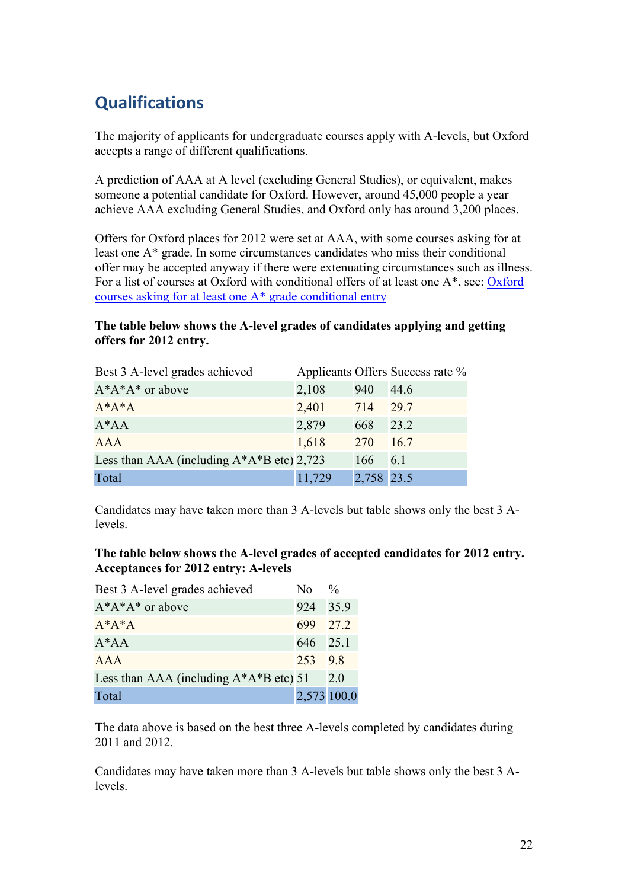## Qualifications

The majority of applicants for undergraduate courses apply with A-levels, but Oxford accepts a range of different qualifications.

A prediction of AAA at A level (excluding General Studies), or equivalent, makes someone a potential candidate for Oxford. However, around 45,000 people a year achieve AAA excluding General Studies, and Oxford only has around 3,200 places.

Offers for Oxford places for 2012 were set at AAA, with some courses asking for at least one A* grade. In some circumstances candidates who miss their conditional offer may be accepted anyway if there were extenuating circumstances such as illness. For a list of courses at Oxford with conditional offers of at least one A*, see: Oxford courses asking for at least one A* grade conditional entry

**The table below shows the A-level grades of candidates applying and getting offers for 2012 entry.**

| Best 3 A-level grades achieved | Applicants | Offers | Success rate % |
|---|---|---|---|
| A*A*A* or above | 2,108 | 940 | 44.6 |
| A*A*A | 2,401 | 714 | 29.7 |
| A*AA | 2,879 | 668 | 23.2 |
| AAA | 1,618 | 270 | 16.7 |
| Less than AAA (including A*A*B etc) | 2,723 | 166 | 6.1 |
| Total | 11,729 | 2,758 | 23.5 |

Candidates may have taken more than 3 A-levels but table shows only the best 3 A-levels.

**The table below shows the A-level grades of accepted candidates for 2012 entry. Acceptances for 2012 entry: A-levels**

| Best 3 A-level grades achieved | No | % |
|---|---|---|
| A*A*A* or above | 924 | 35.9 |
| A*A*A | 699 | 27.2 |
| A*AA | 646 | 25.1 |
| AAA | 253 | 9.8 |
| Less than AAA (including A*A*B etc) | 51 | 2.0 |
| Total | 2,573 | 100.0 |

The data above is based on the best three A-levels completed by candidates during 2011 and 2012.

Candidates may have taken more than 3 A-levels but table shows only the best 3 A-levels.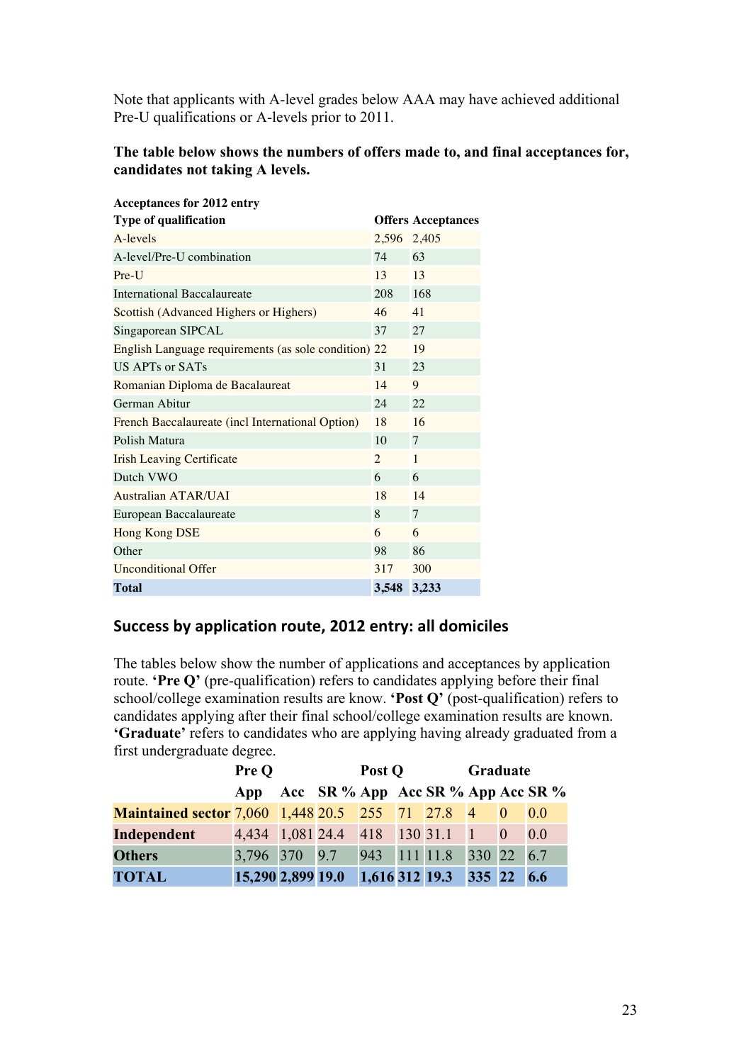Note that applicants with A-level grades below AAA may have achieved additional Pre-U qualifications or A-levels prior to 2011.

**The table below shows the numbers of offers made to, and final acceptances for, candidates not taking A levels.**

**Acceptances for 2012 entry**

| **Type of qualification** | **Offers** | **Acceptances** |
|---|---|---|
| A-levels | 2,596 | 2,405 |
| A-level/Pre-U combination | 74 | 63 |
| Pre-U | 13 | 13 |
| International Baccalaureate | 208 | 168 |
| Scottish (Advanced Highers or Highers) | 46 | 41 |
| Singaporean SIPCAL | 37 | 27 |
| English Language requirements (as sole condition) | 22 | 19 |
| US APTs or SATs | 31 | 23 |
| Romanian Diploma de Bacalaureat | 14 | 9 |
| German Abitur | 24 | 22 |
| French Baccalaureate (incl International Option) | 18 | 16 |
| Polish Matura | 10 | 7 |
| Irish Leaving Certificate | 2 | 1 |
| Dutch VWO | 6 | 6 |
| Australian ATAR/UAI | 18 | 14 |
| European Baccalaureate | 8 | 7 |
| Hong Kong DSE | 6 | 6 |
| Other | 98 | 86 |
| Unconditional Offer | 317 | 300 |
| **Total** | **3,548** | **3,233** |

## Success by application route, 2012 entry: all domiciles

The tables below show the number of applications and acceptances by application route. **'Pre Q'** (pre-qualification) refers to candidates applying before their final school/college examination results are know. **'Post Q'** (post-qualification) refers to candidates applying after their final school/college examination results are known. **'Graduate'** refers to candidates who are applying having already graduated from a first undergraduate degree.

| | **Pre Q** | | | **Post Q** | | | **Graduate** | | |
|---|---|---|---|---|---|---|---|---|---|
| | **App** | **Acc** | **SR %** | **App** | **Acc** | **SR %** | **App** | **Acc** | **SR %** |
| **Maintained sector** | 7,060 | 1,448 | 20.5 | 255 | 71 | 27.8 | 4 | 0 | 0.0 |
| **Independent** | 4,434 | 1,081 | 24.4 | 418 | 130 | 31.1 | 1 | 0 | 0.0 |
| **Others** | 3,796 | 370 | 9.7 | 943 | 111 | 11.8 | 330 | 22 | 6.7 |
| **TOTAL** | **15,290** | **2,899** | **19.0** | **1,616** | **312** | **19.3** | **335** | **22** | **6.6** |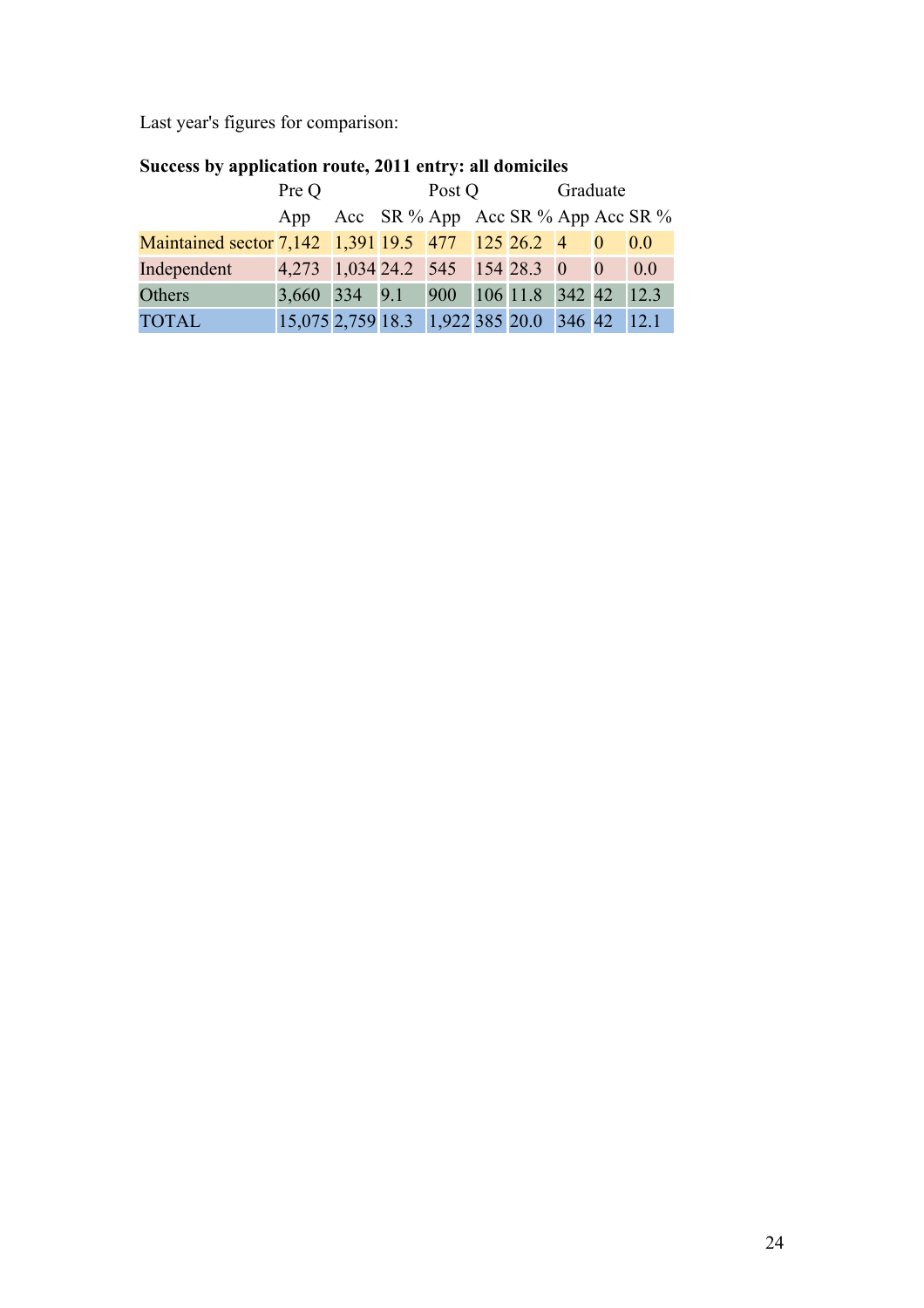Last year's figures for comparison:

**Success by application route, 2011 entry: all domiciles**

| | Pre Q | | | Post Q | | | Graduate | | |
|---|---|---|---|---|---|---|---|---|---|
| | App | Acc | SR % | App | Acc | SR % | App | Acc | SR % |
| Maintained sector | 7,142 | 1,391 | 19.5 | 477 | 125 | 26.2 | 4 | 0 | 0.0 |
| Independent | 4,273 | 1,034 | 24.2 | 545 | 154 | 28.3 | 0 | 0 | 0.0 |
| Others | 3,660 | 334 | 9.1 | 900 | 106 | 11.8 | 342 | 42 | 12.3 |
| TOTAL | 15,075 | 2,759 | 18.3 | 1,922 | 385 | 20.0 | 346 | 42 | 12.1 |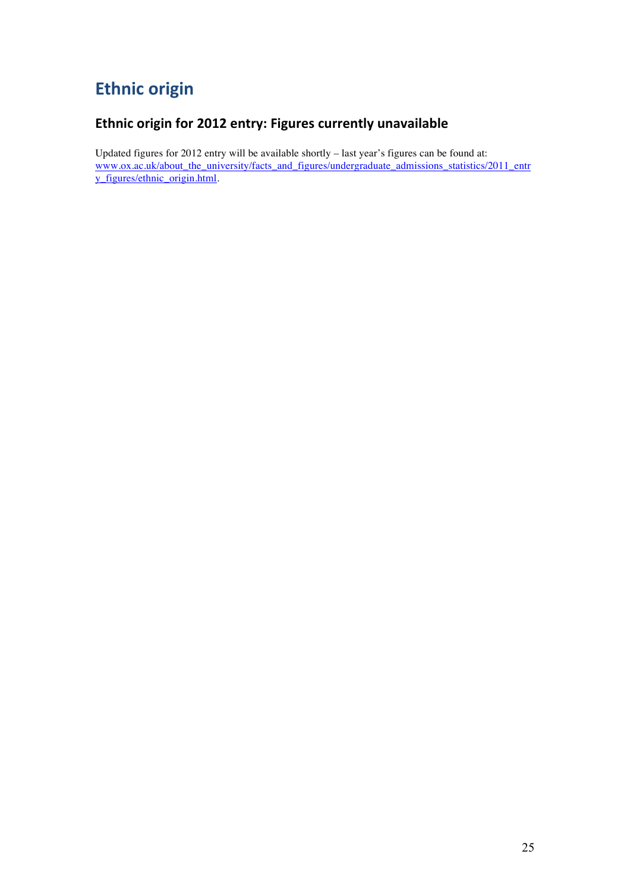# Ethnic origin

## Ethnic origin for 2012 entry: Figures currently unavailable

Updated figures for 2012 entry will be available shortly – last year's figures can be found at: www.ox.ac.uk/about_the_university/facts_and_figures/undergraduate_admissions_statistics/2011_entry_figures/ethnic_origin.html.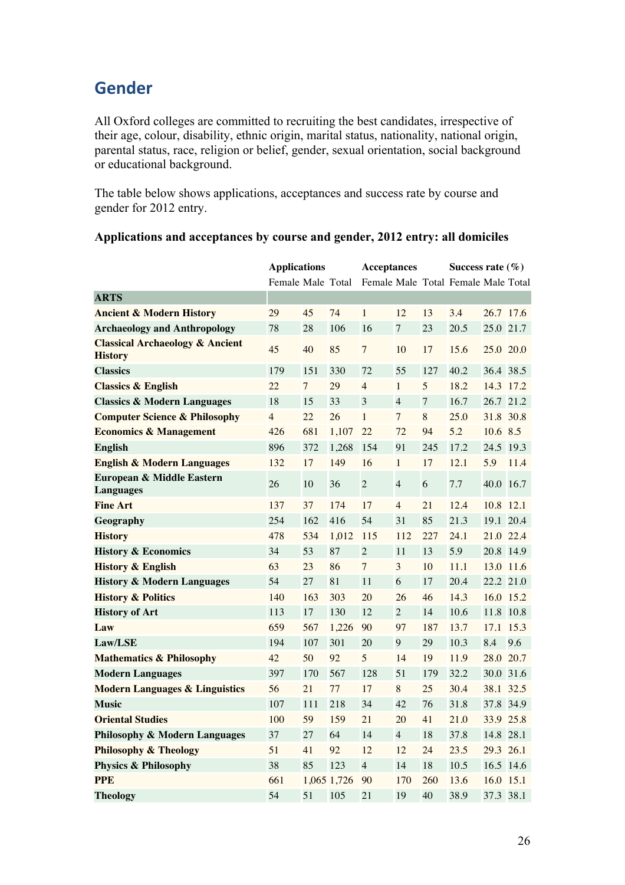## Gender

All Oxford colleges are committed to recruiting the best candidates, irrespective of their age, colour, disability, ethnic origin, marital status, nationality, national origin, parental status, race, religion or belief, gender, sexual orientation, social background or educational background.

The table below shows applications, acceptances and success rate by course and gender for 2012 entry.

**Applications and acceptances by course and gender, 2012 entry: all domiciles**

| | Applications | | | Acceptances | | | Success rate (%) | | |
|---|---|---|---|---|---|---|---|---|---|
| | Female | Male | Total | Female | Male | Total | Female | Male | Total |
| **ARTS** | | | | | | | | | |
| **Ancient & Modern History** | 29 | 45 | 74 | 1 | 12 | 13 | 3.4 | 26.7 | 17.6 |
| **Archaeology and Anthropology** | 78 | 28 | 106 | 16 | 7 | 23 | 20.5 | 25.0 | 21.7 |
| **Classical Archaeology & Ancient History** | 45 | 40 | 85 | 7 | 10 | 17 | 15.6 | 25.0 | 20.0 |
| **Classics** | 179 | 151 | 330 | 72 | 55 | 127 | 40.2 | 36.4 | 38.5 |
| **Classics & English** | 22 | 7 | 29 | 4 | 1 | 5 | 18.2 | 14.3 | 17.2 |
| **Classics & Modern Languages** | 18 | 15 | 33 | 3 | 4 | 7 | 16.7 | 26.7 | 21.2 |
| **Computer Science & Philosophy** | 4 | 22 | 26 | 1 | 7 | 8 | 25.0 | 31.8 | 30.8 |
| **Economics & Management** | 426 | 681 | 1,107 | 22 | 72 | 94 | 5.2 | 10.6 | 8.5 |
| **English** | 896 | 372 | 1,268 | 154 | 91 | 245 | 17.2 | 24.5 | 19.3 |
| **English & Modern Languages** | 132 | 17 | 149 | 16 | 1 | 17 | 12.1 | 5.9 | 11.4 |
| **European & Middle Eastern Languages** | 26 | 10 | 36 | 2 | 4 | 6 | 7.7 | 40.0 | 16.7 |
| **Fine Art** | 137 | 37 | 174 | 17 | 4 | 21 | 12.4 | 10.8 | 12.1 |
| **Geography** | 254 | 162 | 416 | 54 | 31 | 85 | 21.3 | 19.1 | 20.4 |
| **History** | 478 | 534 | 1,012 | 115 | 112 | 227 | 24.1 | 21.0 | 22.4 |
| **History & Economics** | 34 | 53 | 87 | 2 | 11 | 13 | 5.9 | 20.8 | 14.9 |
| **History & English** | 63 | 23 | 86 | 7 | 3 | 10 | 11.1 | 13.0 | 11.6 |
| **History & Modern Languages** | 54 | 27 | 81 | 11 | 6 | 17 | 20.4 | 22.2 | 21.0 |
| **History & Politics** | 140 | 163 | 303 | 20 | 26 | 46 | 14.3 | 16.0 | 15.2 |
| **History of Art** | 113 | 17 | 130 | 12 | 2 | 14 | 10.6 | 11.8 | 10.8 |
| **Law** | 659 | 567 | 1,226 | 90 | 97 | 187 | 13.7 | 17.1 | 15.3 |
| **Law/LSE** | 194 | 107 | 301 | 20 | 9 | 29 | 10.3 | 8.4 | 9.6 |
| **Mathematics & Philosophy** | 42 | 50 | 92 | 5 | 14 | 19 | 11.9 | 28.0 | 20.7 |
| **Modern Languages** | 397 | 170 | 567 | 128 | 51 | 179 | 32.2 | 30.0 | 31.6 |
| **Modern Languages & Linguistics** | 56 | 21 | 77 | 17 | 8 | 25 | 30.4 | 38.1 | 32.5 |
| **Music** | 107 | 111 | 218 | 34 | 42 | 76 | 31.8 | 37.8 | 34.9 |
| **Oriental Studies** | 100 | 59 | 159 | 21 | 20 | 41 | 21.0 | 33.9 | 25.8 |
| **Philosophy & Modern Languages** | 37 | 27 | 64 | 14 | 4 | 18 | 37.8 | 14.8 | 28.1 |
| **Philosophy & Theology** | 51 | 41 | 92 | 12 | 12 | 24 | 23.5 | 29.3 | 26.1 |
| **Physics & Philosophy** | 38 | 85 | 123 | 4 | 14 | 18 | 10.5 | 16.5 | 14.6 |
| **PPE** | 661 | 1,065 | 1,726 | 90 | 170 | 260 | 13.6 | 16.0 | 15.1 |
| **Theology** | 54 | 51 | 105 | 21 | 19 | 40 | 38.9 | 37.3 | 38.1 |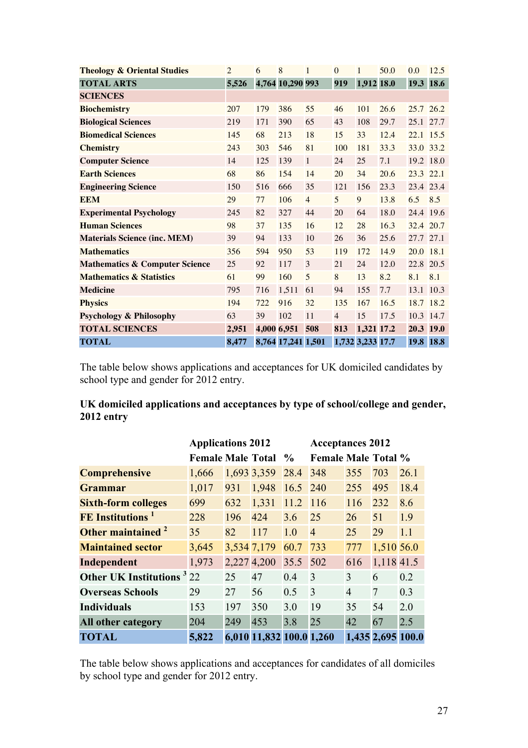| | | | | | | | | | |
|---|---|---|---|---|---|---|---|---|---|
| **Theology & Oriental Studies** | 2 | 6 | 8 | 1 | 0 | 1 | 50.0 | 0.0 | 12.5 |
| **TOTAL ARTS** | **5,526** | **4,764** | **10,290** | **993** | **919** | **1,912** | **18.0** | **19.3** | **18.6** |
| **SCIENCES** | | | | | | | | | |
| **Biochemistry** | 207 | 179 | 386 | 55 | 46 | 101 | 26.6 | 25.7 | 26.2 |
| **Biological Sciences** | 219 | 171 | 390 | 65 | 43 | 108 | 29.7 | 25.1 | 27.7 |
| **Biomedical Sciences** | 145 | 68 | 213 | 18 | 15 | 33 | 12.4 | 22.1 | 15.5 |
| **Chemistry** | 243 | 303 | 546 | 81 | 100 | 181 | 33.3 | 33.0 | 33.2 |
| **Computer Science** | 14 | 125 | 139 | 1 | 24 | 25 | 7.1 | 19.2 | 18.0 |
| **Earth Sciences** | 68 | 86 | 154 | 14 | 20 | 34 | 20.6 | 23.3 | 22.1 |
| **Engineering Science** | 150 | 516 | 666 | 35 | 121 | 156 | 23.3 | 23.4 | 23.4 |
| **EEM** | 29 | 77 | 106 | 4 | 5 | 9 | 13.8 | 6.5 | 8.5 |
| **Experimental Psychology** | 245 | 82 | 327 | 44 | 20 | 64 | 18.0 | 24.4 | 19.6 |
| **Human Sciences** | 98 | 37 | 135 | 16 | 12 | 28 | 16.3 | 32.4 | 20.7 |
| **Materials Science (inc. MEM)** | 39 | 94 | 133 | 10 | 26 | 36 | 25.6 | 27.7 | 27.1 |
| **Mathematics** | 356 | 594 | 950 | 53 | 119 | 172 | 14.9 | 20.0 | 18.1 |
| **Mathematics & Computer Science** | 25 | 92 | 117 | 3 | 21 | 24 | 12.0 | 22.8 | 20.5 |
| **Mathematics & Statistics** | 61 | 99 | 160 | 5 | 8 | 13 | 8.2 | 8.1 | 8.1 |
| **Medicine** | 795 | 716 | 1,511 | 61 | 94 | 155 | 7.7 | 13.1 | 10.3 |
| **Physics** | 194 | 722 | 916 | 32 | 135 | 167 | 16.5 | 18.7 | 18.2 |
| **Psychology & Philosophy** | 63 | 39 | 102 | 11 | 4 | 15 | 17.5 | 10.3 | 14.7 |
| **TOTAL SCIENCES** | **2,951** | **4,000** | **6,951** | **508** | **813** | **1,321** | **17.2** | **20.3** | **19.0** |
| **TOTAL** | **8,477** | **8,764** | **17,241** | **1,501** | **1,732** | **3,233** | **17.7** | **19.8** | **18.8** |

The table below shows applications and acceptances for UK domiciled candidates by school type and gender for 2012 entry.

**UK domiciled applications and acceptances by type of school/college and gender, 2012 entry**

| | **Applications 2012** | | | | **Acceptances 2012** | | | |
|---|---|---|---|---|---|---|---|---|
| | **Female** | **Male** | **Total** | **%** | **Female** | **Male** | **Total** | **%** |
| **Comprehensive** | 1,666 | 1,693 | 3,359 | 28.4 | 348 | 355 | 703 | 26.1 |
| **Grammar** | 1,017 | 931 | 1,948 | 16.5 | 240 | 255 | 495 | 18.4 |
| **Sixth-form colleges** | 699 | 632 | 1,331 | 11.2 | 116 | 116 | 232 | 8.6 |
| **FE Institutions** [1] | 228 | 196 | 424 | 3.6 | 25 | 26 | 51 | 1.9 |
| **Other maintained** [2] | 35 | 82 | 117 | 1.0 | 4 | 25 | 29 | 1.1 |
| **Maintained sector** | 3,645 | 3,534 | 7,179 | 60.7 | 733 | 777 | 1,510 | 56.0 |
| **Independent** | 1,973 | 2,227 | 4,200 | 35.5 | 502 | 616 | 1,118 | 41.5 |
| **Other UK Institutions** [3] | 22 | 25 | 47 | 0.4 | 3 | 3 | 6 | 0.2 |
| **Overseas Schools** | 29 | 27 | 56 | 0.5 | 3 | 4 | 7 | 0.3 |
| **Individuals** | 153 | 197 | 350 | 3.0 | 19 | 35 | 54 | 2.0 |
| **All other category** | 204 | 249 | 453 | 3.8 | 25 | 42 | 67 | 2.5 |
| **TOTAL** | **5,822** | **6,010** | **11,832** | **100.0** | **1,260** | **1,435** | **2,695** | **100.0** |

The table below shows applications and acceptances for candidates of all domiciles by school type and gender for 2012 entry.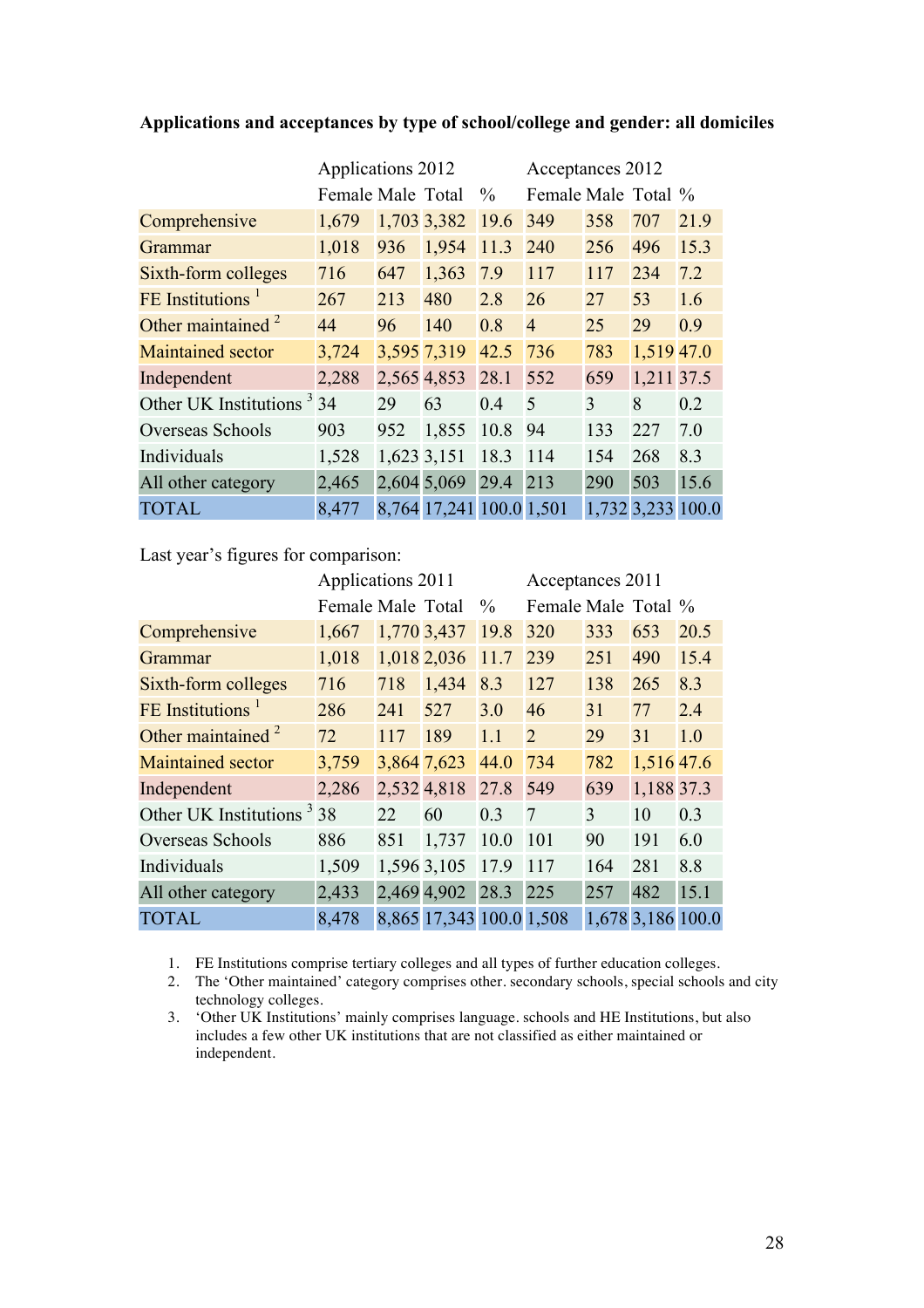**Applications and acceptances by type of school/college and gender: all domiciles**

| | Applications 2012 | | | | Acceptances 2012 | | | |
|---|---|---|---|---|---|---|---|---|
| | Female | Male | Total | % | Female | Male | Total | % |
| Comprehensive | 1,679 | 1,703 | 3,382 | 19.6 | 349 | 358 | 707 | 21.9 |
| Grammar | 1,018 | 936 | 1,954 | 11.3 | 240 | 256 | 496 | 15.3 |
| Sixth-form colleges | 716 | 647 | 1,363 | 7.9 | 117 | 117 | 234 | 7.2 |
| FE Institutions [1] | 267 | 213 | 480 | 2.8 | 26 | 27 | 53 | 1.6 |
| Other maintained [2] | 44 | 96 | 140 | 0.8 | 4 | 25 | 29 | 0.9 |
| Maintained sector | 3,724 | 3,595 | 7,319 | 42.5 | 736 | 783 | 1,519 | 47.0 |
| Independent | 2,288 | 2,565 | 4,853 | 28.1 | 552 | 659 | 1,211 | 37.5 |
| Other UK Institutions [3] | 34 | 29 | 63 | 0.4 | 5 | 3 | 8 | 0.2 |
| Overseas Schools | 903 | 952 | 1,855 | 10.8 | 94 | 133 | 227 | 7.0 |
| Individuals | 1,528 | 1,623 | 3,151 | 18.3 | 114 | 154 | 268 | 8.3 |
| All other category | 2,465 | 2,604 | 5,069 | 29.4 | 213 | 290 | 503 | 15.6 |
| TOTAL | 8,477 | 8,764 | 17,241 | 100.0 | 1,501 | 1,732 | 3,233 | 100.0 |

Last year's figures for comparison:

| | Applications 2011 | | | | Acceptances 2011 | | | |
|---|---|---|---|---|---|---|---|---|
| | Female | Male | Total | % | Female | Male | Total | % |
| Comprehensive | 1,667 | 1,770 | 3,437 | 19.8 | 320 | 333 | 653 | 20.5 |
| Grammar | 1,018 | 1,018 | 2,036 | 11.7 | 239 | 251 | 490 | 15.4 |
| Sixth-form colleges | 716 | 718 | 1,434 | 8.3 | 127 | 138 | 265 | 8.3 |
| FE Institutions [1] | 286 | 241 | 527 | 3.0 | 46 | 31 | 77 | 2.4 |
| Other maintained [2] | 72 | 117 | 189 | 1.1 | 2 | 29 | 31 | 1.0 |
| Maintained sector | 3,759 | 3,864 | 7,623 | 44.0 | 734 | 782 | 1,516 | 47.6 |
| Independent | 2,286 | 2,532 | 4,818 | 27.8 | 549 | 639 | 1,188 | 37.3 |
| Other UK Institutions [3] | 38 | 22 | 60 | 0.3 | 7 | 3 | 10 | 0.3 |
| Overseas Schools | 886 | 851 | 1,737 | 10.0 | 101 | 90 | 191 | 6.0 |
| Individuals | 1,509 | 1,596 | 3,105 | 17.9 | 117 | 164 | 281 | 8.8 |
| All other category | 2,433 | 2,469 | 4,902 | 28.3 | 225 | 257 | 482 | 15.1 |
| TOTAL | 8,478 | 8,865 | 17,343 | 100.0 | 1,508 | 1,678 | 3,186 | 100.0 |

1. FE Institutions comprise tertiary colleges and all types of further education colleges.
2. The 'Other maintained' category comprises other. secondary schools, special schools and city technology colleges.
3. 'Other UK Institutions' mainly comprises language. schools and HE Institutions, but also includes a few other UK institutions that are not classified as either maintained or independent.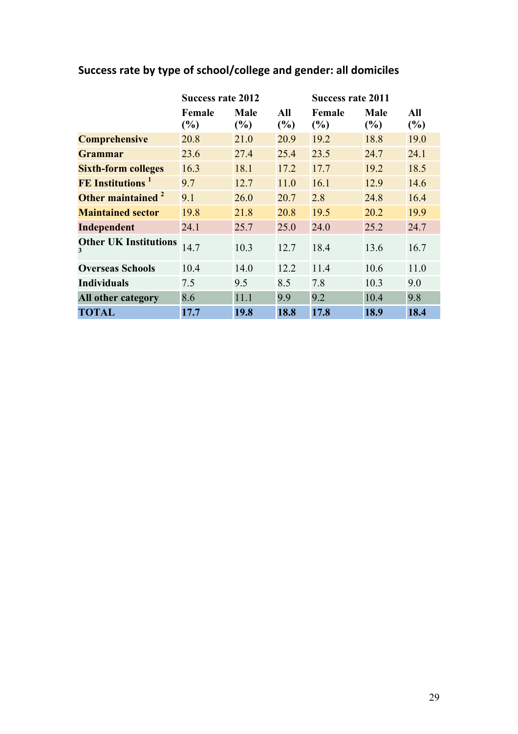### Success rate by type of school/college and gender: all domiciles

| | Success rate 2012 | | | Success rate 2011 | | |
|---|---|---|---|---|---|---|
| | Female (%) | Male (%) | All (%) | Female (%) | Male (%) | All (%) |
| **Comprehensive** | 20.8 | 21.0 | 20.9 | 19.2 | 18.8 | 19.0 |
| **Grammar** | 23.6 | 27.4 | 25.4 | 23.5 | 24.7 | 24.1 |
| **Sixth-form colleges** | 16.3 | 18.1 | 17.2 | 17.7 | 19.2 | 18.5 |
| **FE Institutions** [1] | 9.7 | 12.7 | 11.0 | 16.1 | 12.9 | 14.6 |
| **Other maintained** [2] | 9.1 | 26.0 | 20.7 | 2.8 | 24.8 | 16.4 |
| **Maintained sector** | 19.8 | 21.8 | 20.8 | 19.5 | 20.2 | 19.9 |
| **Independent** | 24.1 | 25.7 | 25.0 | 24.0 | 25.2 | 24.7 |
| **Other UK Institutions** [3] | 14.7 | 10.3 | 12.7 | 18.4 | 13.6 | 16.7 |
| **Overseas Schools** | 10.4 | 14.0 | 12.2 | 11.4 | 10.6 | 11.0 |
| **Individuals** | 7.5 | 9.5 | 8.5 | 7.8 | 10.3 | 9.0 |
| **All other category** | 8.6 | 11.1 | 9.9 | 9.2 | 10.4 | 9.8 |
| **TOTAL** | **17.7** | **19.8** | **18.8** | **17.8** | **18.9** | **18.4** |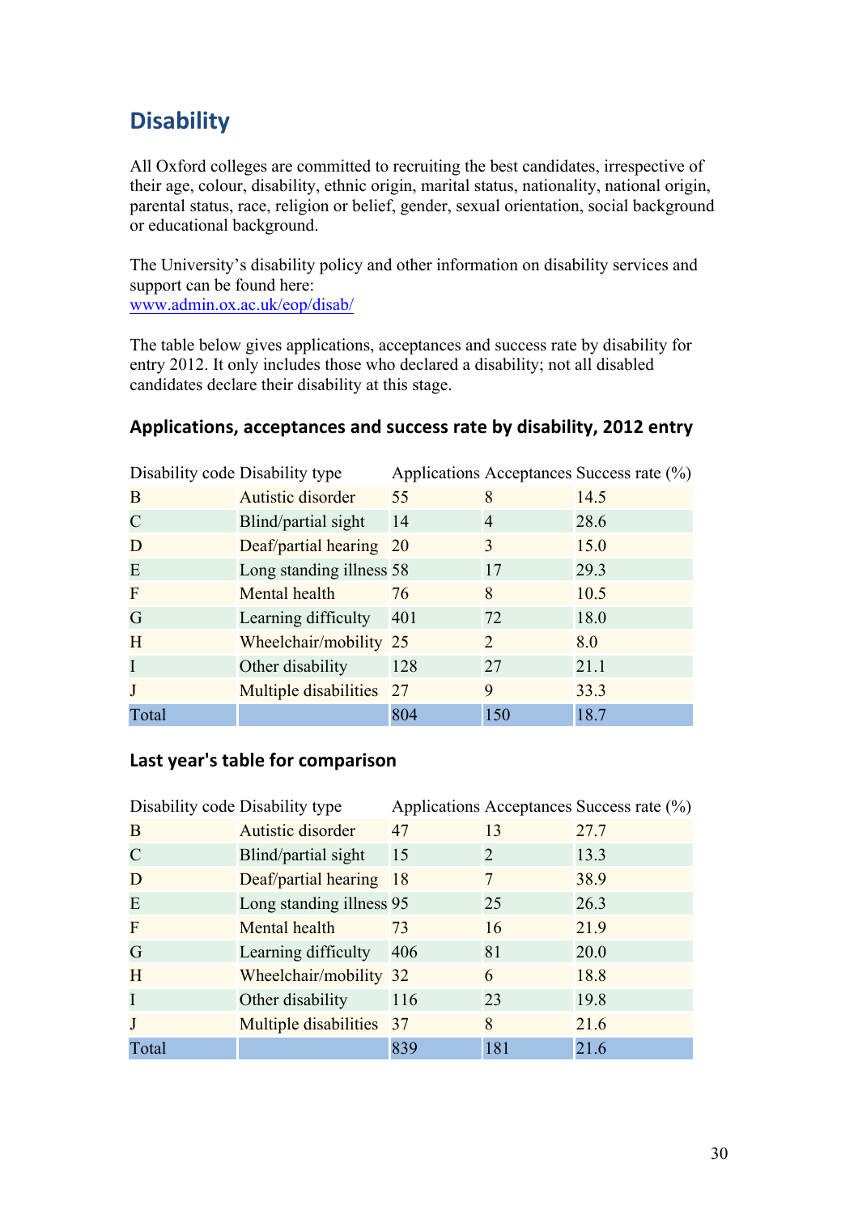## Disability

All Oxford colleges are committed to recruiting the best candidates, irrespective of their age, colour, disability, ethnic origin, marital status, nationality, national origin, parental status, race, religion or belief, gender, sexual orientation, social background or educational background.

The University's disability policy and other information on disability services and support can be found here:
[www.admin.ox.ac.uk/eop/disab/](http://www.admin.ox.ac.uk/eop/disab/)

The table below gives applications, acceptances and success rate by disability for entry 2012. It only includes those who declared a disability; not all disabled candidates declare their disability at this stage.

### Applications, acceptances and success rate by disability, 2012 entry

| Disability code | Disability type | Applications | Acceptances | Success rate (%) |
|---|---|---|---|---|
| B | Autistic disorder | 55 | 8 | 14.5 |
| C | Blind/partial sight | 14 | 4 | 28.6 |
| D | Deaf/partial hearing | 20 | 3 | 15.0 |
| E | Long standing illness | 58 | 17 | 29.3 |
| F | Mental health | 76 | 8 | 10.5 |
| G | Learning difficulty | 401 | 72 | 18.0 |
| H | Wheelchair/mobility | 25 | 2 | 8.0 |
| I | Other disability | 128 | 27 | 21.1 |
| J | Multiple disabilities | 27 | 9 | 33.3 |
| Total | | 804 | 150 | 18.7 |

### Last year's table for comparison

| Disability code | Disability type | Applications | Acceptances | Success rate (%) |
|---|---|---|---|---|
| B | Autistic disorder | 47 | 13 | 27.7 |
| C | Blind/partial sight | 15 | 2 | 13.3 |
| D | Deaf/partial hearing | 18 | 7 | 38.9 |
| E | Long standing illness | 95 | 25 | 26.3 |
| F | Mental health | 73 | 16 | 21.9 |
| G | Learning difficulty | 406 | 81 | 20.0 |
| H | Wheelchair/mobility | 32 | 6 | 18.8 |
| I | Other disability | 116 | 23 | 19.8 |
| J | Multiple disabilities | 37 | 8 | 21.6 |
| Total | | 839 | 181 | 21.6 |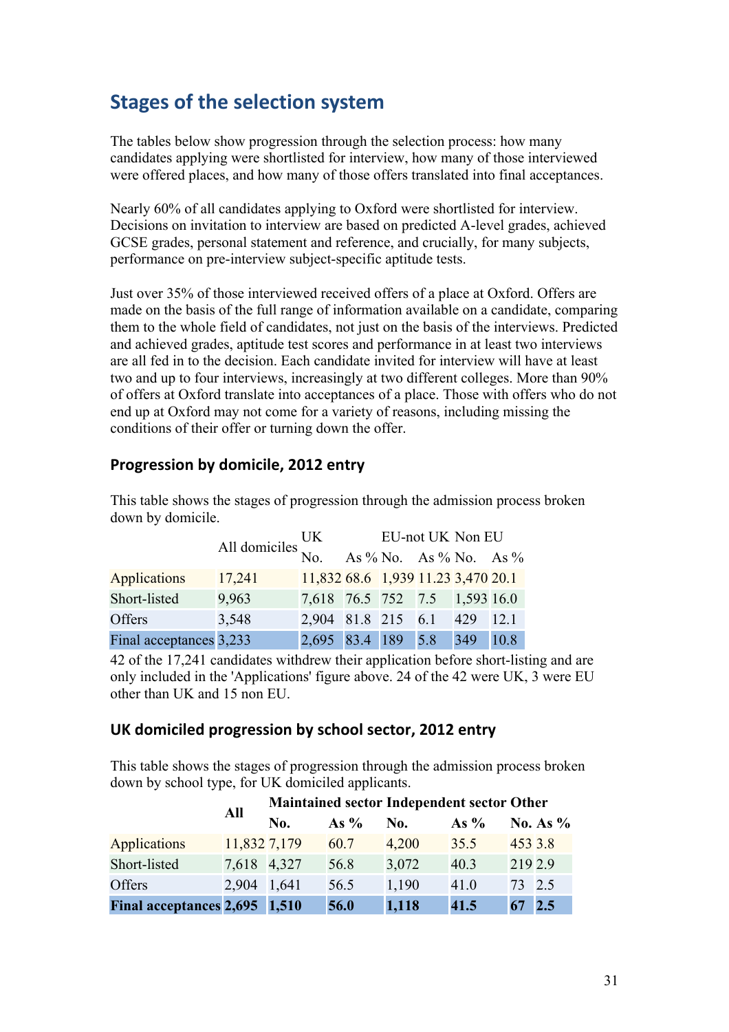## Stages of the selection system

The tables below show progression through the selection process: how many candidates applying were shortlisted for interview, how many of those interviewed were offered places, and how many of those offers translated into final acceptances.

Nearly 60% of all candidates applying to Oxford were shortlisted for interview. Decisions on invitation to interview are based on predicted A-level grades, achieved GCSE grades, personal statement and reference, and crucially, for many subjects, performance on pre-interview subject-specific aptitude tests.

Just over 35% of those interviewed received offers of a place at Oxford. Offers are made on the basis of the full range of information available on a candidate, comparing them to the whole field of candidates, not just on the basis of the interviews. Predicted and achieved grades, aptitude test scores and performance in at least two interviews are all fed in to the decision. Each candidate invited for interview will have at least two and up to four interviews, increasingly at two different colleges. More than 90% of offers at Oxford translate into acceptances of a place. Those with offers who do not end up at Oxford may not come for a variety of reasons, including missing the conditions of their offer or turning down the offer.

### Progression by domicile, 2012 entry

This table shows the stages of progression through the admission process broken down by domicile.

| | All domiciles | UK | | EU-not UK | | Non EU | |
|---|---|---|---|---|---|---|---|
| | | No. | As % | No. | As % | No. | As % |
| Applications | 17,241 | 11,832 | 68.6 | 1,939 | 11.23 | 3,470 | 20.1 |
| Short-listed | 9,963 | 7,618 | 76.5 | 752 | 7.5 | 1,593 | 16.0 |
| Offers | 3,548 | 2,904 | 81.8 | 215 | 6.1 | 429 | 12.1 |
| Final acceptances | 3,233 | 2,695 | 83.4 | 189 | 5.8 | 349 | 10.8 |

42 of the 17,241 candidates withdrew their application before short-listing and are only included in the 'Applications' figure above. 24 of the 42 were UK, 3 were EU other than UK and 15 non EU.

### UK domiciled progression by school sector, 2012 entry

This table shows the stages of progression through the admission process broken down by school type, for UK domiciled applicants.

| | **All** | **Maintained sector** | | **Independent sector** | | **Other** | |
|---|---|---|---|---|---|---|---|
| | | **No.** | **As %** | **No.** | **As %** | **No.** | **As %** |
| Applications | 11,832 | 7,179 | 60.7 | 4,200 | 35.5 | 453 | 3.8 |
| Short-listed | 7,618 | 4,327 | 56.8 | 3,072 | 40.3 | 219 | 2.9 |
| Offers | 2,904 | 1,641 | 56.5 | 1,190 | 41.0 | 73 | 2.5 |
| **Final acceptances** | **2,695** | **1,510** | **56.0** | **1,118** | **41.5** | **67** | **2.5** |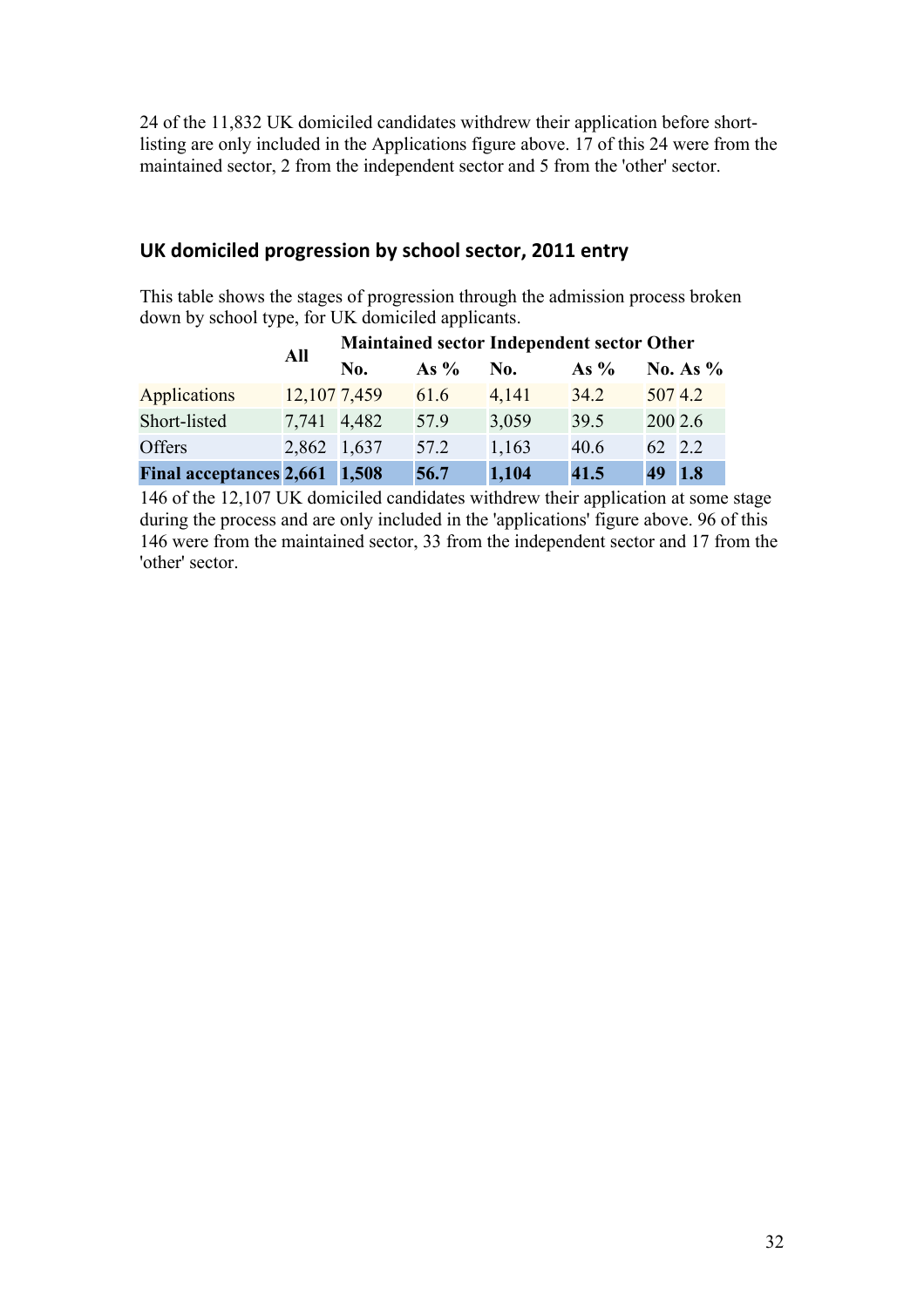24 of the 11,832 UK domiciled candidates withdrew their application before short-listing are only included in the Applications figure above. 17 of this 24 were from the maintained sector, 2 from the independent sector and 5 from the 'other' sector.

## UK domiciled progression by school sector, 2011 entry

This table shows the stages of progression through the admission process broken down by school type, for UK domiciled applicants.

| | All | Maintained sector | | Independent sector | | Other | |
|---|---|---|---|---|---|---|---|
| | | No. | As % | No. | As % | No. | As % |
| Applications | 12,107 | 7,459 | 61.6 | 4,141 | 34.2 | 507 | 4.2 |
| Short-listed | 7,741 | 4,482 | 57.9 | 3,059 | 39.5 | 200 | 2.6 |
| Offers | 2,862 | 1,637 | 57.2 | 1,163 | 40.6 | 62 | 2.2 |
| **Final acceptances** | **2,661** | **1,508** | **56.7** | **1,104** | **41.5** | **49** | **1.8** |

146 of the 12,107 UK domiciled candidates withdrew their application at some stage during the process and are only included in the 'applications' figure above. 96 of this 146 were from the maintained sector, 33 from the independent sector and 17 from the 'other' sector.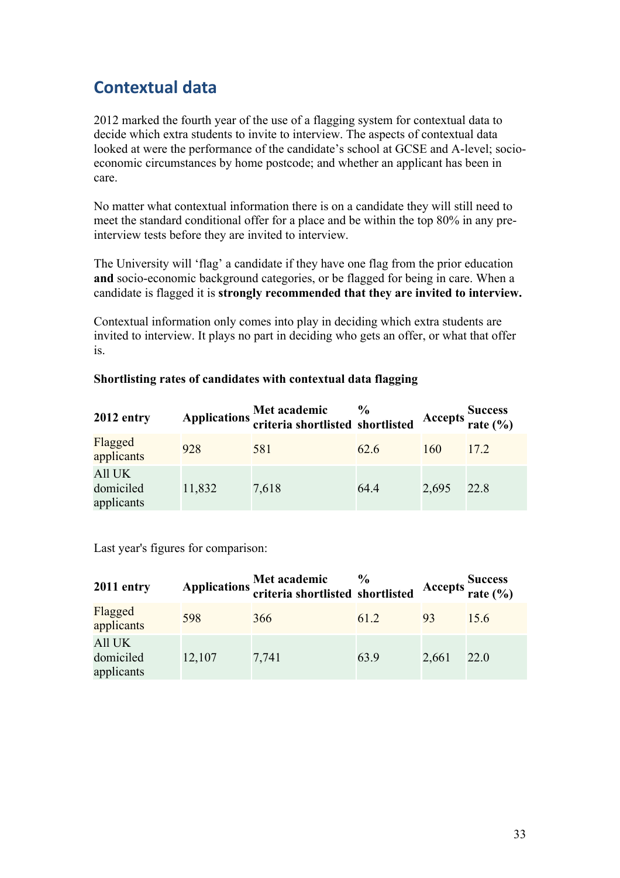## Contextual data

2012 marked the fourth year of the use of a flagging system for contextual data to decide which extra students to invite to interview. The aspects of contextual data looked at were the performance of the candidate's school at GCSE and A-level; socio-economic circumstances by home postcode; and whether an applicant has been in care.

No matter what contextual information there is on a candidate they will still need to meet the standard conditional offer for a place and be within the top 80% in any pre-interview tests before they are invited to interview.

The University will 'flag' a candidate if they have one flag from the prior education **and** socio-economic background categories, or be flagged for being in care. When a candidate is flagged it is **strongly recommended that they are invited to interview.**

Contextual information only comes into play in deciding which extra students are invited to interview. It plays no part in deciding who gets an offer, or what that offer is.

**Shortlisting rates of candidates with contextual data flagging**

| 2012 entry | Applications | Met academic criteria shortlisted | % shortlisted | Accepts | Success rate (%) |
|---|---|---|---|---|---|
| Flagged applicants | 928 | 581 | 62.6 | 160 | 17.2 |
| All UK domiciled applicants | 11,832 | 7,618 | 64.4 | 2,695 | 22.8 |

Last year's figures for comparison:

| 2011 entry | Applications | Met academic criteria shortlisted | % shortlisted | Accepts | Success rate (%) |
|---|---|---|---|---|---|
| Flagged applicants | 598 | 366 | 61.2 | 93 | 15.6 |
| All UK domiciled applicants | 12,107 | 7,741 | 63.9 | 2,661 | 22.0 |